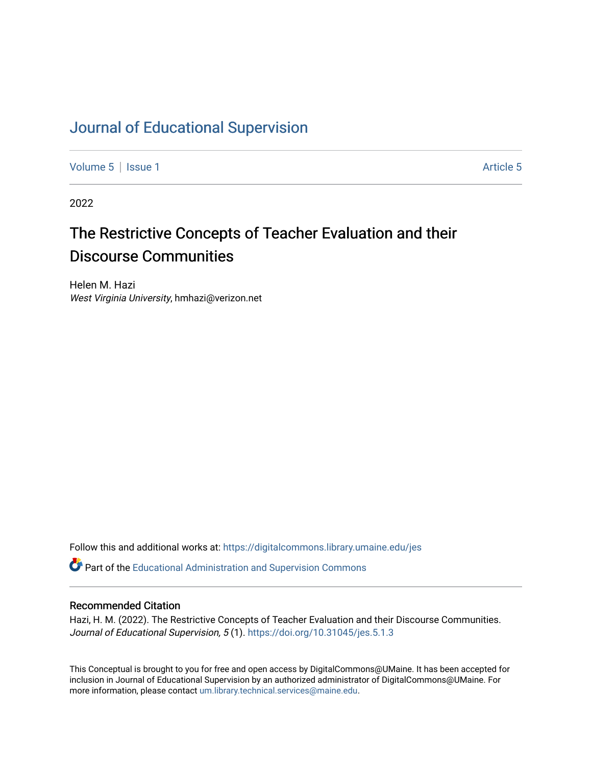# Journal of Educational Supervision

Volume 5 | Issue 1 Article 5

2022

## The Restrictive Concepts of Teacher Evaluation and their Discourse Communities

Helen M. Hazi
*West Virginia University*, hmhazi@verizon.net

Follow this and additional works at: https://digitalcommons.library.umaine.edu/jes

Part of the Educational Administration and Supervision Commons

### Recommended Citation

Hazi, H. M. (2022). The Restrictive Concepts of Teacher Evaluation and their Discourse Communities. *Journal of Educational Supervision, 5* (1). https://doi.org/10.31045/jes.5.1.3

This Conceptual is brought to you for free and open access by DigitalCommons@UMaine. It has been accepted for inclusion in Journal of Educational Supervision by an authorized administrator of DigitalCommons@UMaine. For more information, please contact um.library.technical.services@maine.edu.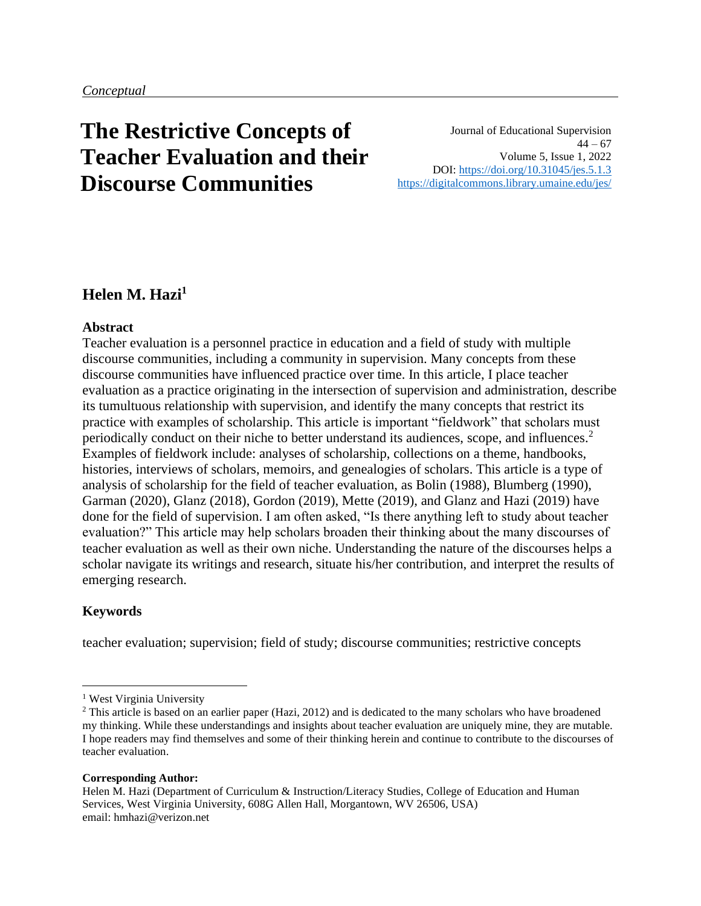*Conceptual*

# The Restrictive Concepts of Teacher Evaluation and their Discourse Communities

Journal of Educational Supervision
44 – 67
Volume 5, Issue 1, 2022
DOI: https://doi.org/10.31045/jes.5.1.3
https://digitalcommons.library.umaine.edu/jes/

## Helen M. Hazi[1]

### Abstract

Teacher evaluation is a personnel practice in education and a field of study with multiple discourse communities, including a community in supervision. Many concepts from these discourse communities have influenced practice over time. In this article, I place teacher evaluation as a practice originating in the intersection of supervision and administration, describe its tumultuous relationship with supervision, and identify the many concepts that restrict its practice with examples of scholarship. This article is important "fieldwork" that scholars must periodically conduct on their niche to better understand its audiences, scope, and influences.[2] Examples of fieldwork include: analyses of scholarship, collections on a theme, handbooks, histories, interviews of scholars, memoirs, and genealogies of scholars. This article is a type of analysis of scholarship for the field of teacher evaluation, as Bolin (1988), Blumberg (1990), Garman (2020), Glanz (2018), Gordon (2019), Mette (2019), and Glanz and Hazi (2019) have done for the field of supervision. I am often asked, "Is there anything left to study about teacher evaluation?" This article may help scholars broaden their thinking about the many discourses of teacher evaluation as well as their own niche. Understanding the nature of the discourses helps a scholar navigate its writings and research, situate his/her contribution, and interpret the results of emerging research.

### Keywords

teacher evaluation; supervision; field of study; discourse communities; restrictive concepts

---

[1] West Virginia University

[2] This article is based on an earlier paper (Hazi, 2012) and is dedicated to the many scholars who have broadened my thinking. While these understandings and insights about teacher evaluation are uniquely mine, they are mutable. I hope readers may find themselves and some of their thinking herein and continue to contribute to the discourses of teacher evaluation.

**Corresponding Author:**
Helen M. Hazi (Department of Curriculum & Instruction/Literacy Studies, College of Education and Human Services, West Virginia University, 608G Allen Hall, Morgantown, WV 26506, USA)
email: hmhazi@verizon.net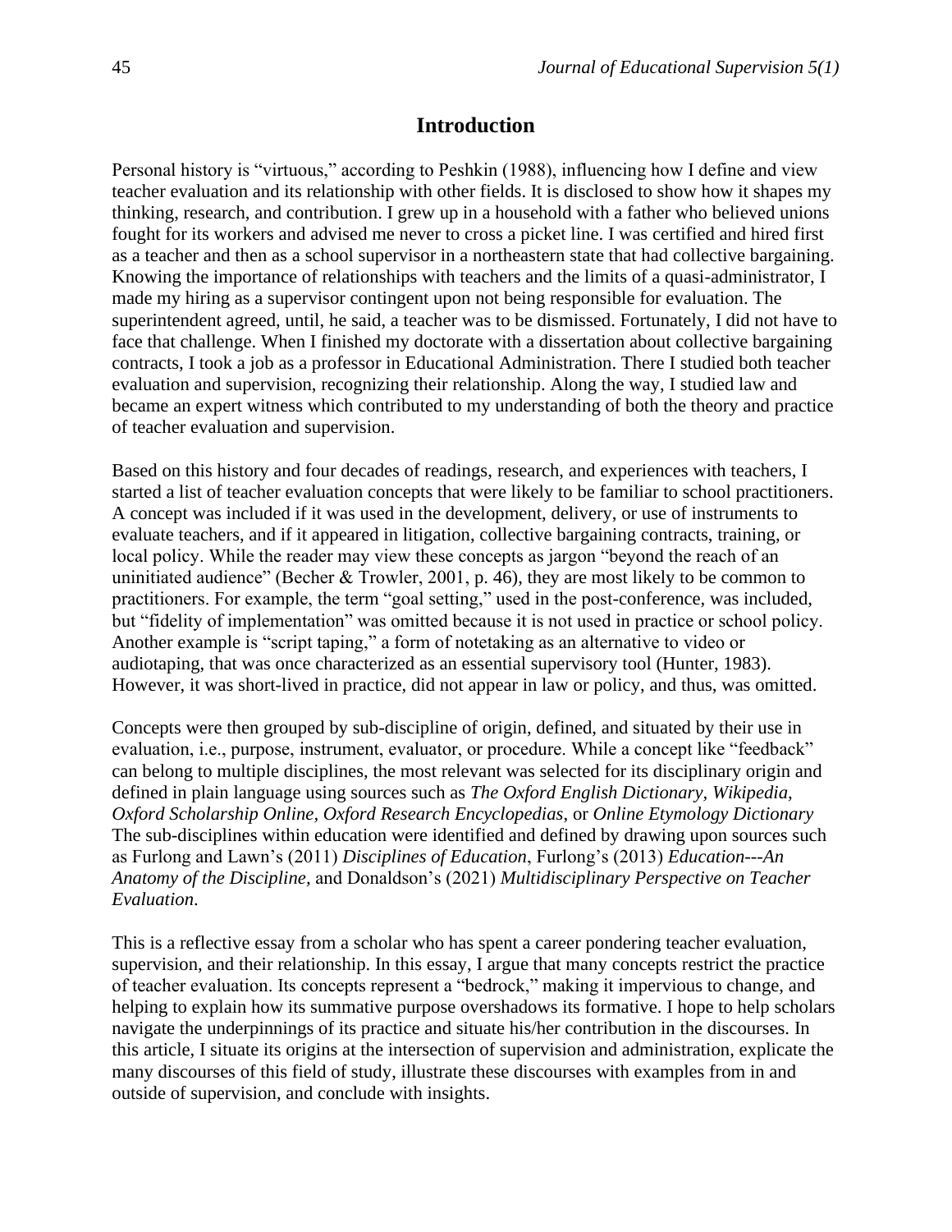## Introduction

Personal history is "virtuous," according to Peshkin (1988), influencing how I define and view teacher evaluation and its relationship with other fields. It is disclosed to show how it shapes my thinking, research, and contribution. I grew up in a household with a father who believed unions fought for its workers and advised me never to cross a picket line. I was certified and hired first as a teacher and then as a school supervisor in a northeastern state that had collective bargaining. Knowing the importance of relationships with teachers and the limits of a quasi-administrator, I made my hiring as a supervisor contingent upon not being responsible for evaluation. The superintendent agreed, until, he said, a teacher was to be dismissed. Fortunately, I did not have to face that challenge. When I finished my doctorate with a dissertation about collective bargaining contracts, I took a job as a professor in Educational Administration. There I studied both teacher evaluation and supervision, recognizing their relationship. Along the way, I studied law and became an expert witness which contributed to my understanding of both the theory and practice of teacher evaluation and supervision.

Based on this history and four decades of readings, research, and experiences with teachers, I started a list of teacher evaluation concepts that were likely to be familiar to school practitioners. A concept was included if it was used in the development, delivery, or use of instruments to evaluate teachers, and if it appeared in litigation, collective bargaining contracts, training, or local policy. While the reader may view these concepts as jargon "beyond the reach of an uninitiated audience" (Becher & Trowler, 2001, p. 46), they are most likely to be common to practitioners. For example, the term "goal setting," used in the post-conference, was included, but "fidelity of implementation" was omitted because it is not used in practice or school policy. Another example is "script taping," a form of notetaking as an alternative to video or audiotaping, that was once characterized as an essential supervisory tool (Hunter, 1983). However, it was short-lived in practice, did not appear in law or policy, and thus, was omitted.

Concepts were then grouped by sub-discipline of origin, defined, and situated by their use in evaluation, i.e., purpose, instrument, evaluator, or procedure. While a concept like "feedback" can belong to multiple disciplines, the most relevant was selected for its disciplinary origin and defined in plain language using sources such as *The Oxford English Dictionary, Wikipedia, Oxford Scholarship Online, Oxford Research Encyclopedias*, or *Online Etymology Dictionary* The sub-disciplines within education were identified and defined by drawing upon sources such as Furlong and Lawn's (2011) *Disciplines of Education*, Furlong's (2013) *Education---An Anatomy of the Discipline,* and Donaldson's (2021) *Multidisciplinary Perspective on Teacher Evaluation*.

This is a reflective essay from a scholar who has spent a career pondering teacher evaluation, supervision, and their relationship. In this essay, I argue that many concepts restrict the practice of teacher evaluation. Its concepts represent a "bedrock," making it impervious to change, and helping to explain how its summative purpose overshadows its formative. I hope to help scholars navigate the underpinnings of its practice and situate his/her contribution in the discourses. In this article, I situate its origins at the intersection of supervision and administration, explicate the many discourses of this field of study, illustrate these discourses with examples from in and outside of supervision, and conclude with insights.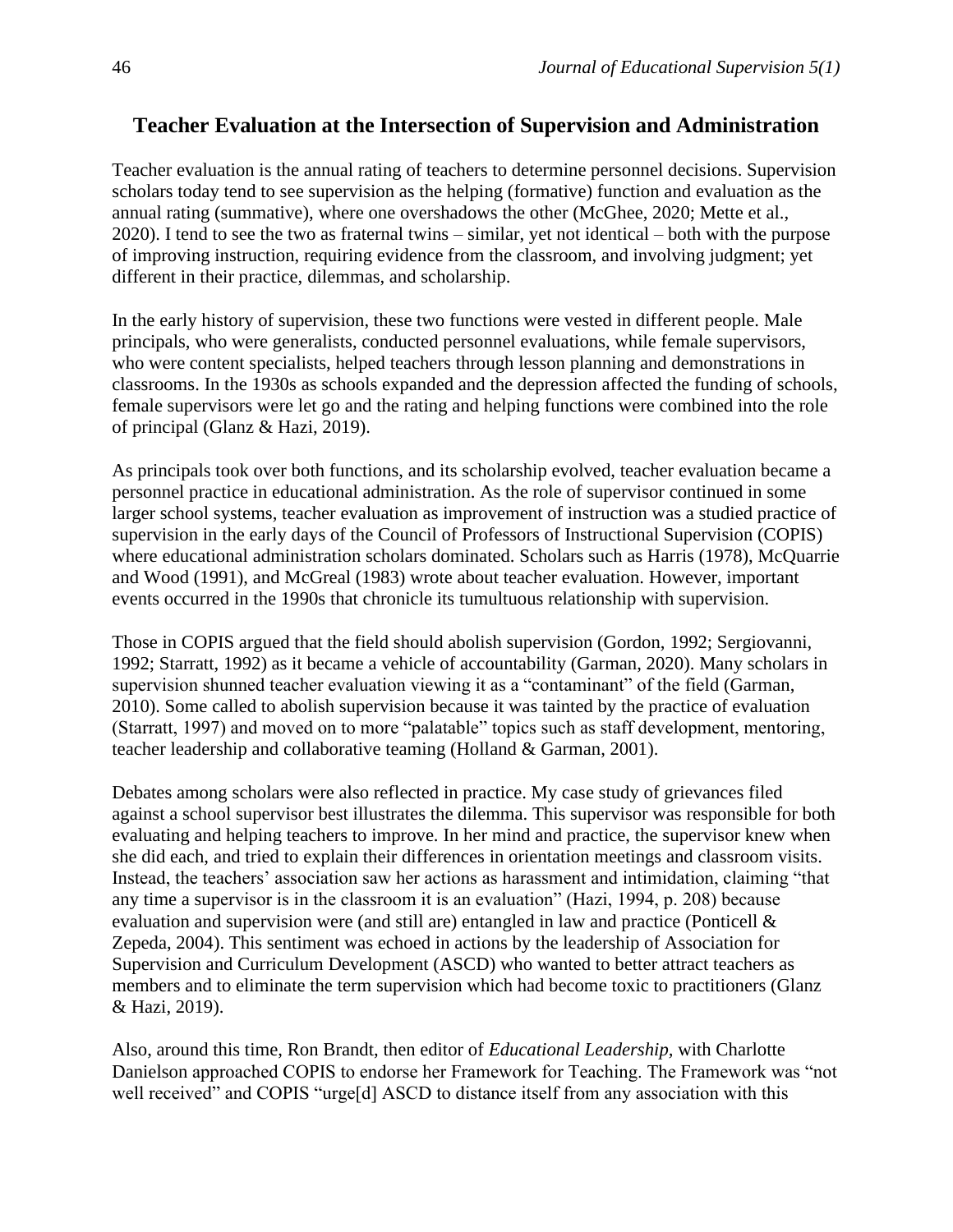## Teacher Evaluation at the Intersection of Supervision and Administration

Teacher evaluation is the annual rating of teachers to determine personnel decisions. Supervision scholars today tend to see supervision as the helping (formative) function and evaluation as the annual rating (summative), where one overshadows the other (McGhee, 2020; Mette et al., 2020). I tend to see the two as fraternal twins – similar, yet not identical – both with the purpose of improving instruction, requiring evidence from the classroom, and involving judgment; yet different in their practice, dilemmas, and scholarship.

In the early history of supervision, these two functions were vested in different people. Male principals, who were generalists, conducted personnel evaluations, while female supervisors, who were content specialists, helped teachers through lesson planning and demonstrations in classrooms. In the 1930s as schools expanded and the depression affected the funding of schools, female supervisors were let go and the rating and helping functions were combined into the role of principal (Glanz & Hazi, 2019).

As principals took over both functions, and its scholarship evolved, teacher evaluation became a personnel practice in educational administration. As the role of supervisor continued in some larger school systems, teacher evaluation as improvement of instruction was a studied practice of supervision in the early days of the Council of Professors of Instructional Supervision (COPIS) where educational administration scholars dominated. Scholars such as Harris (1978), McQuarrie and Wood (1991), and McGreal (1983) wrote about teacher evaluation. However, important events occurred in the 1990s that chronicle its tumultuous relationship with supervision.

Those in COPIS argued that the field should abolish supervision (Gordon, 1992; Sergiovanni, 1992; Starratt, 1992) as it became a vehicle of accountability (Garman, 2020). Many scholars in supervision shunned teacher evaluation viewing it as a "contaminant" of the field (Garman, 2010). Some called to abolish supervision because it was tainted by the practice of evaluation (Starratt, 1997) and moved on to more "palatable" topics such as staff development, mentoring, teacher leadership and collaborative teaming (Holland & Garman, 2001).

Debates among scholars were also reflected in practice. My case study of grievances filed against a school supervisor best illustrates the dilemma. This supervisor was responsible for both evaluating and helping teachers to improve. In her mind and practice, the supervisor knew when she did each, and tried to explain their differences in orientation meetings and classroom visits. Instead, the teachers' association saw her actions as harassment and intimidation, claiming "that any time a supervisor is in the classroom it is an evaluation" (Hazi, 1994, p. 208) because evaluation and supervision were (and still are) entangled in law and practice (Ponticell & Zepeda, 2004). This sentiment was echoed in actions by the leadership of Association for Supervision and Curriculum Development (ASCD) who wanted to better attract teachers as members and to eliminate the term supervision which had become toxic to practitioners (Glanz & Hazi, 2019).

Also, around this time, Ron Brandt, then editor of *Educational Leadership,* with Charlotte Danielson approached COPIS to endorse her Framework for Teaching. The Framework was "not well received" and COPIS "urge[d] ASCD to distance itself from any association with this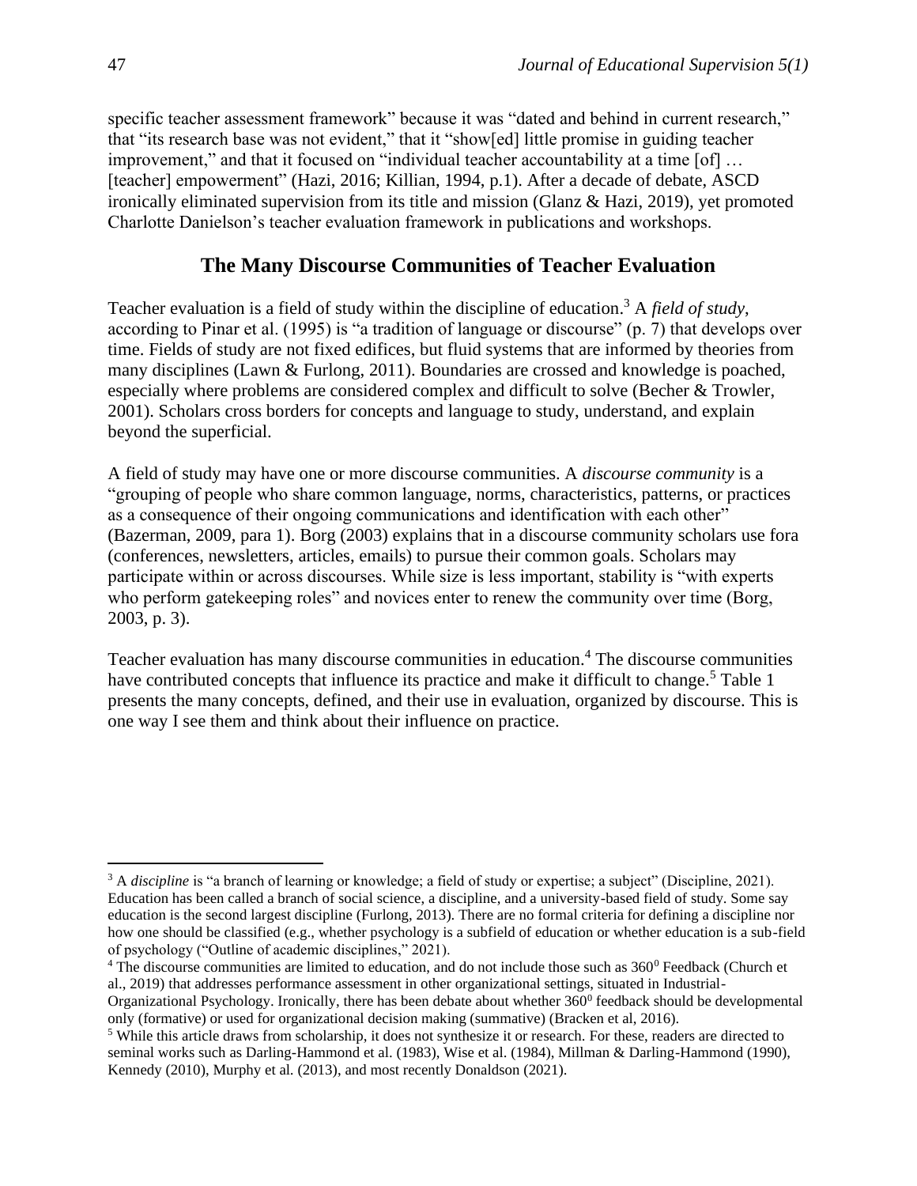specific teacher assessment framework" because it was "dated and behind in current research," that "its research base was not evident," that it "show[ed] little promise in guiding teacher improvement," and that it focused on "individual teacher accountability at a time [of] … [teacher] empowerment" (Hazi, 2016; Killian, 1994, p.1). After a decade of debate, ASCD ironically eliminated supervision from its title and mission (Glanz & Hazi, 2019), yet promoted Charlotte Danielson's teacher evaluation framework in publications and workshops.

## The Many Discourse Communities of Teacher Evaluation

Teacher evaluation is a field of study within the discipline of education.[3] A *field of study*, according to Pinar et al. (1995) is "a tradition of language or discourse" (p. 7) that develops over time. Fields of study are not fixed edifices, but fluid systems that are informed by theories from many disciplines (Lawn & Furlong, 2011). Boundaries are crossed and knowledge is poached, especially where problems are considered complex and difficult to solve (Becher & Trowler, 2001). Scholars cross borders for concepts and language to study, understand, and explain beyond the superficial.

A field of study may have one or more discourse communities. A *discourse community* is a "grouping of people who share common language, norms, characteristics, patterns, or practices as a consequence of their ongoing communications and identification with each other" (Bazerman, 2009, para 1). Borg (2003) explains that in a discourse community scholars use fora (conferences, newsletters, articles, emails) to pursue their common goals. Scholars may participate within or across discourses. While size is less important, stability is "with experts who perform gatekeeping roles" and novices enter to renew the community over time (Borg, 2003, p. 3).

Teacher evaluation has many discourse communities in education.[4] The discourse communities have contributed concepts that influence its practice and make it difficult to change.[5] Table 1 presents the many concepts, defined, and their use in evaluation, organized by discourse. This is one way I see them and think about their influence on practice.

---

[3] A *discipline* is "a branch of learning or knowledge; a field of study or expertise; a subject" (Discipline, 2021). Education has been called a branch of social science, a discipline, and a university-based field of study. Some say education is the second largest discipline (Furlong, 2013). There are no formal criteria for defining a discipline nor how one should be classified (e.g., whether psychology is a subfield of education or whether education is a sub-field of psychology ("Outline of academic disciplines," 2021).

[4] The discourse communities are limited to education, and do not include those such as $360^0$ Feedback (Church et al., 2019) that addresses performance assessment in other organizational settings, situated in Industrial-Organizational Psychology. Ironically, there has been debate about whether $360^0$ feedback should be developmental only (formative) or used for organizational decision making (summative) (Bracken et al, 2016).

[5] While this article draws from scholarship, it does not synthesize it or research. For these, readers are directed to seminal works such as Darling-Hammond et al. (1983), Wise et al. (1984), Millman & Darling-Hammond (1990), Kennedy (2010), Murphy et al. (2013), and most recently Donaldson (2021).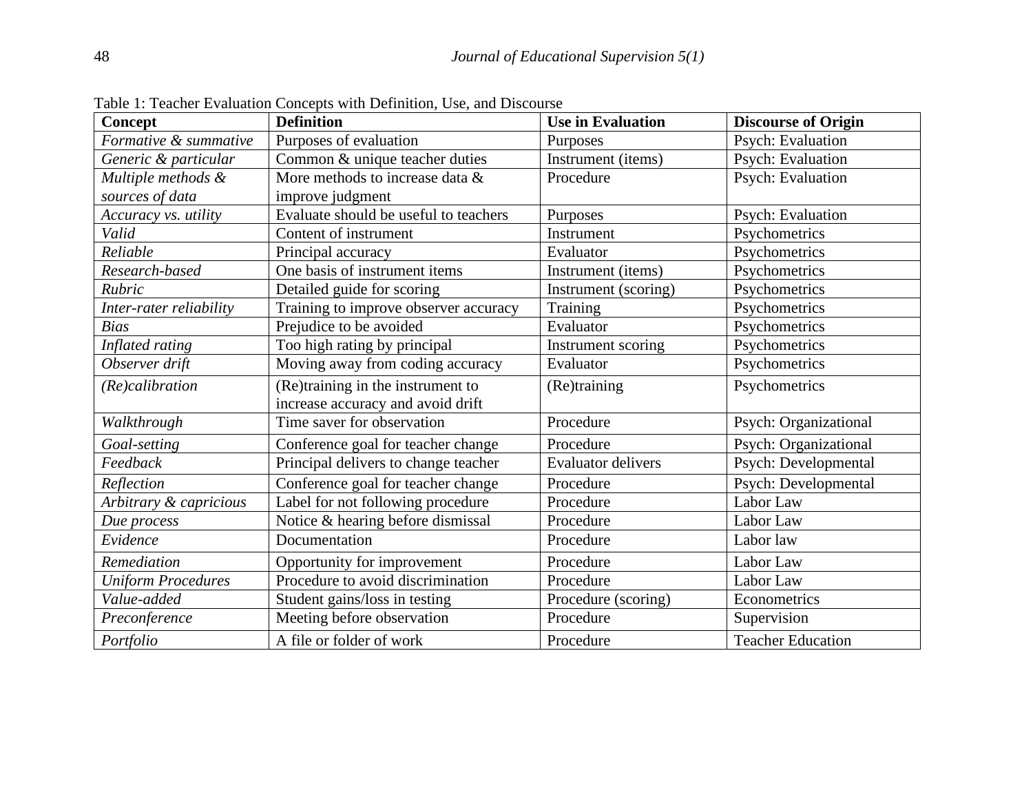Table 1: Teacher Evaluation Concepts with Definition, Use, and Discourse

| Concept | Definition | Use in Evaluation | Discourse of Origin |
|---|---|---|---|
| *Formative & summative* | Purposes of evaluation | Purposes | Psych: Evaluation |
| *Generic & particular* | Common & unique teacher duties | Instrument (items) | Psych: Evaluation |
| *Multiple methods & sources of data* | More methods to increase data & improve judgment | Procedure | Psych: Evaluation |
| *Accuracy vs. utility* | Evaluate should be useful to teachers | Purposes | Psych: Evaluation |
| *Valid* | Content of instrument | Instrument | Psychometrics |
| *Reliable* | Principal accuracy | Evaluator | Psychometrics |
| *Research-based* | One basis of instrument items | Instrument (items) | Psychometrics |
| *Rubric* | Detailed guide for scoring | Instrument (scoring) | Psychometrics |
| *Inter-rater reliability* | Training to improve observer accuracy | Training | Psychometrics |
| *Bias* | Prejudice to be avoided | Evaluator | Psychometrics |
| *Inflated rating* | Too high rating by principal | Instrument scoring | Psychometrics |
| *Observer drift* | Moving away from coding accuracy | Evaluator | Psychometrics |
| *(Re)calibration* | (Re)training in the instrument to increase accuracy and avoid drift | (Re)training | Psychometrics |
| *Walkthrough* | Time saver for observation | Procedure | Psych: Organizational |
| *Goal-setting* | Conference goal for teacher change | Procedure | Psych: Organizational |
| *Feedback* | Principal delivers to change teacher | Evaluator delivers | Psych: Developmental |
| *Reflection* | Conference goal for teacher change | Procedure | Psych: Developmental |
| *Arbitrary & capricious* | Label for not following procedure | Procedure | Labor Law |
| *Due process* | Notice & hearing before dismissal | Procedure | Labor Law |
| *Evidence* | Documentation | Procedure | Labor law |
| *Remediation* | Opportunity for improvement | Procedure | Labor Law |
| *Uniform Procedures* | Procedure to avoid discrimination | Procedure | Labor Law |
| *Value-added* | Student gains/loss in testing | Procedure (scoring) | Econometrics |
| *Preconference* | Meeting before observation | Procedure | Supervision |
| *Portfolio* | A file or folder of work | Procedure | Teacher Education |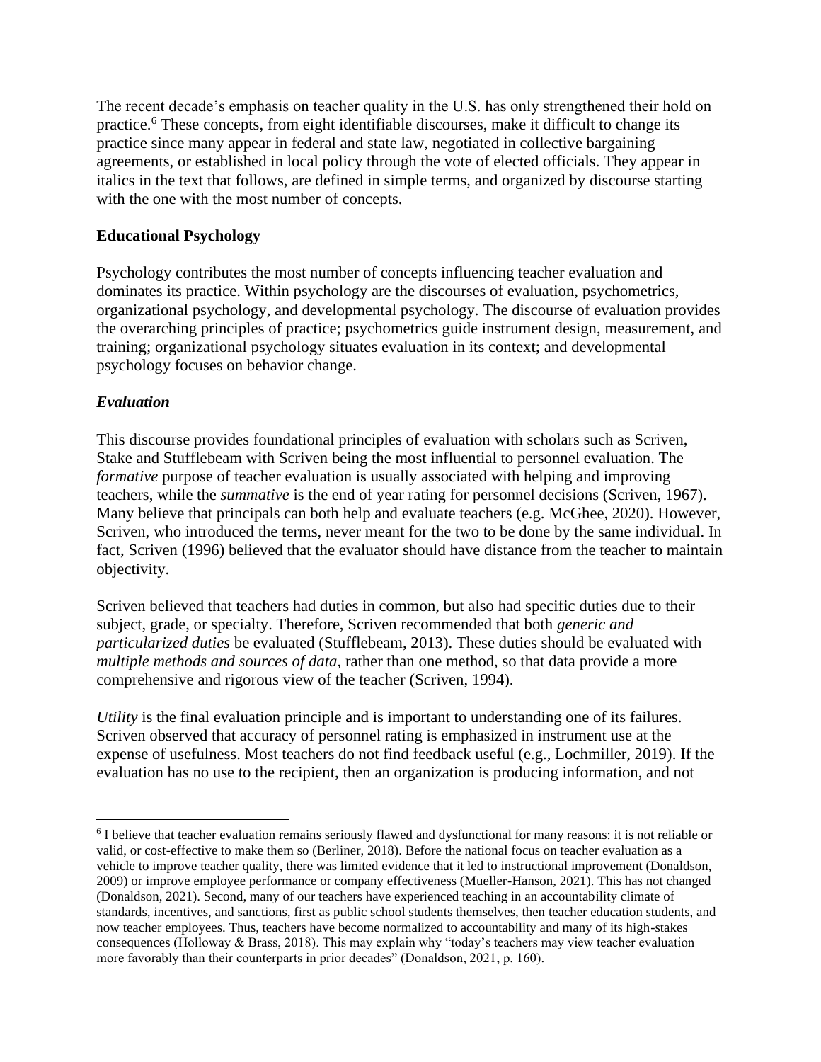The recent decade's emphasis on teacher quality in the U.S. has only strengthened their hold on practice.[6] These concepts, from eight identifiable discourses, make it difficult to change its practice since many appear in federal and state law, negotiated in collective bargaining agreements, or established in local policy through the vote of elected officials. They appear in italics in the text that follows, are defined in simple terms, and organized by discourse starting with the one with the most number of concepts.

## Educational Psychology

Psychology contributes the most number of concepts influencing teacher evaluation and dominates its practice. Within psychology are the discourses of evaluation, psychometrics, organizational psychology, and developmental psychology. The discourse of evaluation provides the overarching principles of practice; psychometrics guide instrument design, measurement, and training; organizational psychology situates evaluation in its context; and developmental psychology focuses on behavior change.

### *Evaluation*

This discourse provides foundational principles of evaluation with scholars such as Scriven, Stake and Stufflebeam with Scriven being the most influential to personnel evaluation. The *formative* purpose of teacher evaluation is usually associated with helping and improving teachers, while the *summative* is the end of year rating for personnel decisions (Scriven, 1967). Many believe that principals can both help and evaluate teachers (e.g. McGhee, 2020). However, Scriven, who introduced the terms, never meant for the two to be done by the same individual. In fact, Scriven (1996) believed that the evaluator should have distance from the teacher to maintain objectivity.

Scriven believed that teachers had duties in common, but also had specific duties due to their subject, grade, or specialty. Therefore, Scriven recommended that both *generic and particularized duties* be evaluated (Stufflebeam, 2013). These duties should be evaluated with *multiple methods and sources of data*, rather than one method, so that data provide a more comprehensive and rigorous view of the teacher (Scriven, 1994).

*Utility* is the final evaluation principle and is important to understanding one of its failures. Scriven observed that accuracy of personnel rating is emphasized in instrument use at the expense of usefulness. Most teachers do not find feedback useful (e.g., Lochmiller, 2019). If the evaluation has no use to the recipient, then an organization is producing information, and not

---

[6] I believe that teacher evaluation remains seriously flawed and dysfunctional for many reasons: it is not reliable or valid, or cost-effective to make them so (Berliner, 2018). Before the national focus on teacher evaluation as a vehicle to improve teacher quality, there was limited evidence that it led to instructional improvement (Donaldson, 2009) or improve employee performance or company effectiveness (Mueller-Hanson, 2021). This has not changed (Donaldson, 2021). Second, many of our teachers have experienced teaching in an accountability climate of standards, incentives, and sanctions, first as public school students themselves, then teacher education students, and now teacher employees. Thus, teachers have become normalized to accountability and many of its high-stakes consequences (Holloway & Brass, 2018). This may explain why "today's teachers may view teacher evaluation more favorably than their counterparts in prior decades" (Donaldson, 2021, p. 160).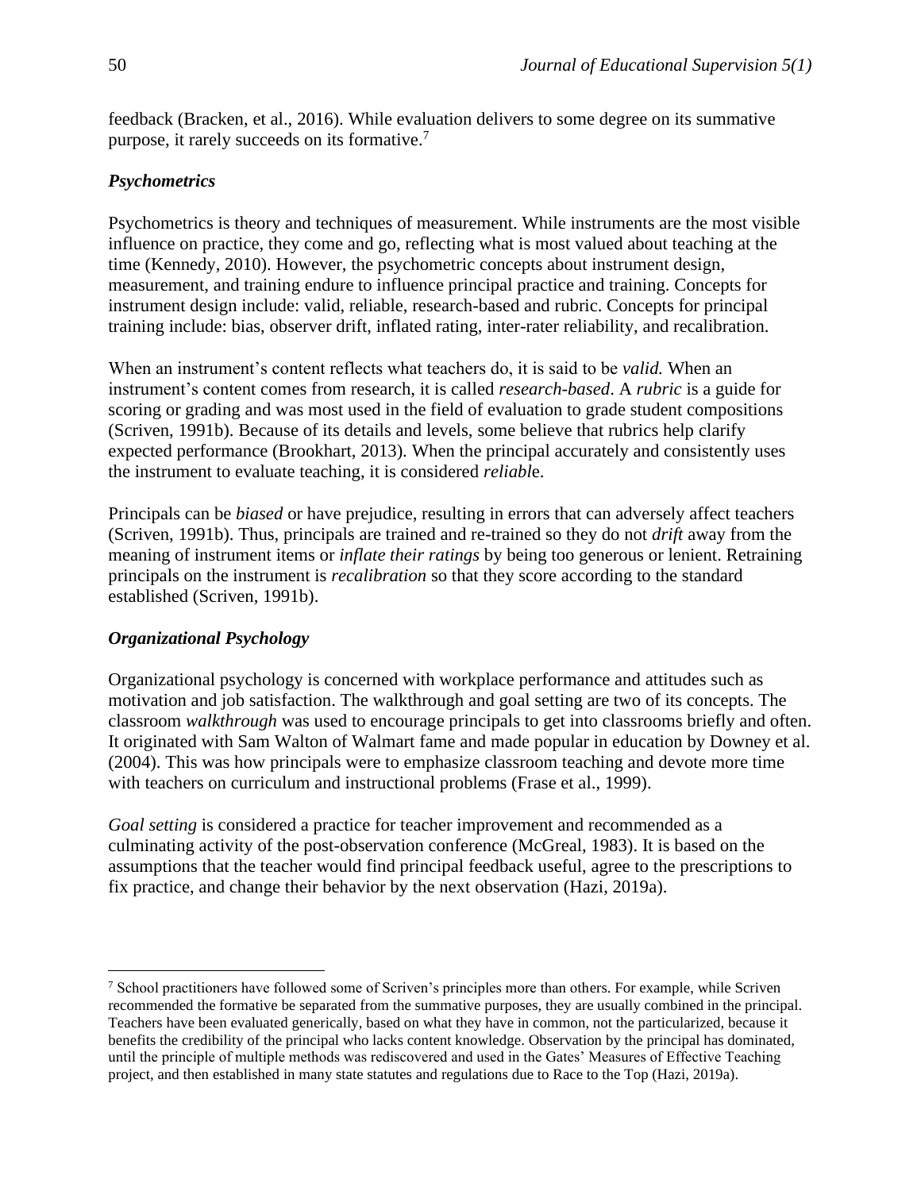feedback (Bracken, et al., 2016). While evaluation delivers to some degree on its summative purpose, it rarely succeeds on its formative.[7]

### *Psychometrics*

Psychometrics is theory and techniques of measurement. While instruments are the most visible influence on practice, they come and go, reflecting what is most valued about teaching at the time (Kennedy, 2010). However, the psychometric concepts about instrument design, measurement, and training endure to influence principal practice and training. Concepts for instrument design include: valid, reliable, research-based and rubric. Concepts for principal training include: bias, observer drift, inflated rating, inter-rater reliability, and recalibration.

When an instrument's content reflects what teachers do, it is said to be *valid.* When an instrument's content comes from research, it is called *research-based*. A *rubric* is a guide for scoring or grading and was most used in the field of evaluation to grade student compositions (Scriven, 1991b). Because of its details and levels, some believe that rubrics help clarify expected performance (Brookhart, 2013). When the principal accurately and consistently uses the instrument to evaluate teaching, it is considered *reliabl*e.

Principals can be *biased* or have prejudice, resulting in errors that can adversely affect teachers (Scriven, 1991b). Thus, principals are trained and re-trained so they do not *drift* away from the meaning of instrument items or *inflate their ratings* by being too generous or lenient. Retraining principals on the instrument is *recalibration* so that they score according to the standard established (Scriven, 1991b).

### *Organizational Psychology*

Organizational psychology is concerned with workplace performance and attitudes such as motivation and job satisfaction. The walkthrough and goal setting are two of its concepts. The classroom *walkthrough* was used to encourage principals to get into classrooms briefly and often. It originated with Sam Walton of Walmart fame and made popular in education by Downey et al. (2004). This was how principals were to emphasize classroom teaching and devote more time with teachers on curriculum and instructional problems (Frase et al., 1999).

*Goal setting* is considered a practice for teacher improvement and recommended as a culminating activity of the post-observation conference (McGreal, 1983). It is based on the assumptions that the teacher would find principal feedback useful, agree to the prescriptions to fix practice, and change their behavior by the next observation (Hazi, 2019a).

---

[7] School practitioners have followed some of Scriven's principles more than others. For example, while Scriven recommended the formative be separated from the summative purposes, they are usually combined in the principal. Teachers have been evaluated generically, based on what they have in common, not the particularized, because it benefits the credibility of the principal who lacks content knowledge. Observation by the principal has dominated, until the principle of multiple methods was rediscovered and used in the Gates' Measures of Effective Teaching project, and then established in many state statutes and regulations due to Race to the Top (Hazi, 2019a).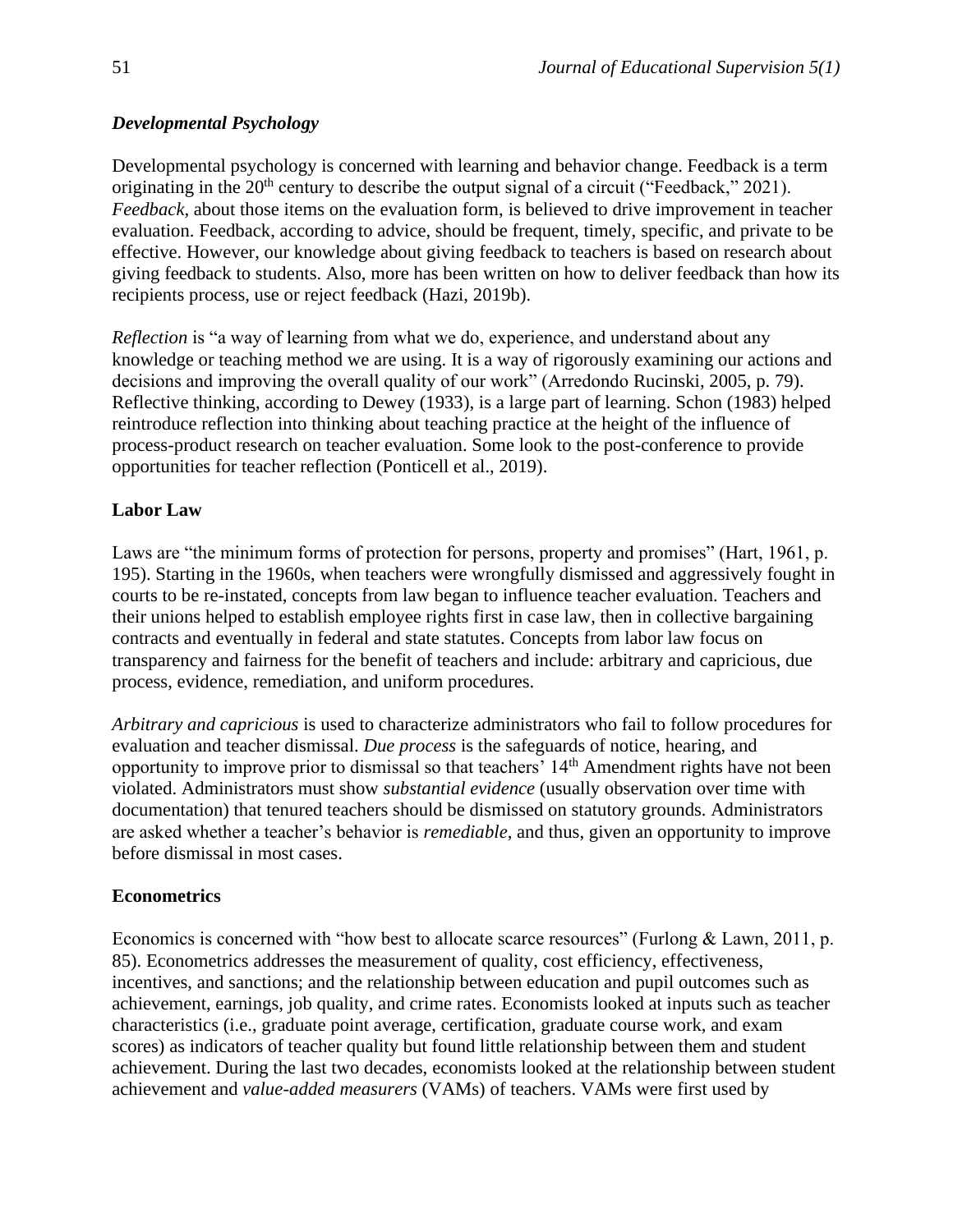### *Developmental Psychology*

Developmental psychology is concerned with learning and behavior change. Feedback is a term originating in the 20th century to describe the output signal of a circuit ("Feedback," 2021). *Feedback*, about those items on the evaluation form, is believed to drive improvement in teacher evaluation. Feedback, according to advice, should be frequent, timely, specific, and private to be effective. However, our knowledge about giving feedback to teachers is based on research about giving feedback to students. Also, more has been written on how to deliver feedback than how its recipients process, use or reject feedback (Hazi, 2019b).

*Reflection* is "a way of learning from what we do, experience, and understand about any knowledge or teaching method we are using. It is a way of rigorously examining our actions and decisions and improving the overall quality of our work" (Arredondo Rucinski, 2005, p. 79). Reflective thinking, according to Dewey (1933), is a large part of learning. Schon (1983) helped reintroduce reflection into thinking about teaching practice at the height of the influence of process-product research on teacher evaluation. Some look to the post-conference to provide opportunities for teacher reflection (Ponticell et al., 2019).

### **Labor Law**

Laws are "the minimum forms of protection for persons, property and promises" (Hart, 1961, p. 195). Starting in the 1960s, when teachers were wrongfully dismissed and aggressively fought in courts to be re-instated, concepts from law began to influence teacher evaluation. Teachers and their unions helped to establish employee rights first in case law, then in collective bargaining contracts and eventually in federal and state statutes. Concepts from labor law focus on transparency and fairness for the benefit of teachers and include: arbitrary and capricious, due process, evidence, remediation, and uniform procedures.

*Arbitrary and capricious* is used to characterize administrators who fail to follow procedures for evaluation and teacher dismissal. *Due process* is the safeguards of notice, hearing, and opportunity to improve prior to dismissal so that teachers' 14th Amendment rights have not been violated. Administrators must show *substantial evidence* (usually observation over time with documentation) that tenured teachers should be dismissed on statutory grounds. Administrators are asked whether a teacher's behavior is *remediable*, and thus, given an opportunity to improve before dismissal in most cases.

### **Econometrics**

Economics is concerned with "how best to allocate scarce resources" (Furlong & Lawn, 2011, p. 85). Econometrics addresses the measurement of quality, cost efficiency, effectiveness, incentives, and sanctions; and the relationship between education and pupil outcomes such as achievement, earnings, job quality, and crime rates. Economists looked at inputs such as teacher characteristics (i.e., graduate point average, certification, graduate course work, and exam scores) as indicators of teacher quality but found little relationship between them and student achievement. During the last two decades, economists looked at the relationship between student achievement and *value-added measurers* (VAMs) of teachers. VAMs were first used by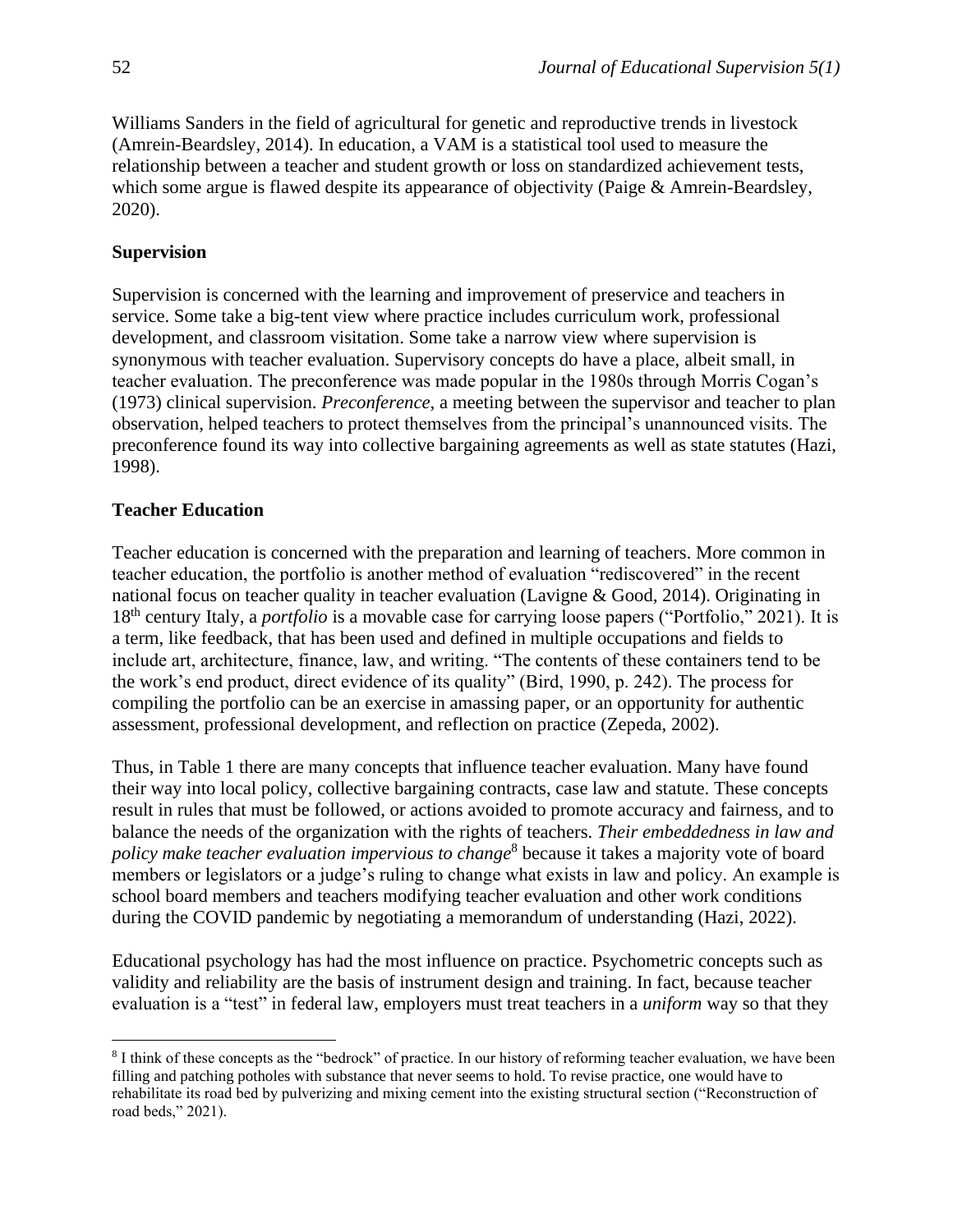Williams Sanders in the field of agricultural for genetic and reproductive trends in livestock (Amrein-Beardsley, 2014). In education, a VAM is a statistical tool used to measure the relationship between a teacher and student growth or loss on standardized achievement tests, which some argue is flawed despite its appearance of objectivity (Paige & Amrein-Beardsley, 2020).

### Supervision

Supervision is concerned with the learning and improvement of preservice and teachers in service. Some take a big-tent view where practice includes curriculum work, professional development, and classroom visitation. Some take a narrow view where supervision is synonymous with teacher evaluation. Supervisory concepts do have a place, albeit small, in teacher evaluation. The preconference was made popular in the 1980s through Morris Cogan's (1973) clinical supervision. *Preconference*, a meeting between the supervisor and teacher to plan observation, helped teachers to protect themselves from the principal's unannounced visits. The preconference found its way into collective bargaining agreements as well as state statutes (Hazi, 1998).

### Teacher Education

Teacher education is concerned with the preparation and learning of teachers. More common in teacher education, the portfolio is another method of evaluation "rediscovered" in the recent national focus on teacher quality in teacher evaluation (Lavigne & Good, 2014). Originating in 18th century Italy, a *portfolio* is a movable case for carrying loose papers ("Portfolio," 2021). It is a term, like feedback, that has been used and defined in multiple occupations and fields to include art, architecture, finance, law, and writing. "The contents of these containers tend to be the work's end product, direct evidence of its quality" (Bird, 1990, p. 242). The process for compiling the portfolio can be an exercise in amassing paper, or an opportunity for authentic assessment, professional development, and reflection on practice (Zepeda, 2002).

Thus, in Table 1 there are many concepts that influence teacher evaluation. Many have found their way into local policy, collective bargaining contracts, case law and statute. These concepts result in rules that must be followed, or actions avoided to promote accuracy and fairness, and to balance the needs of the organization with the rights of teachers. *Their embeddedness in law and policy make teacher evaluation impervious to change*[8] because it takes a majority vote of board members or legislators or a judge's ruling to change what exists in law and policy. An example is school board members and teachers modifying teacher evaluation and other work conditions during the COVID pandemic by negotiating a memorandum of understanding (Hazi, 2022).

Educational psychology has had the most influence on practice. Psychometric concepts such as validity and reliability are the basis of instrument design and training. In fact, because teacher evaluation is a "test" in federal law, employers must treat teachers in a *uniform* way so that they

---

[8] I think of these concepts as the "bedrock" of practice. In our history of reforming teacher evaluation, we have been filling and patching potholes with substance that never seems to hold. To revise practice, one would have to rehabilitate its road bed by pulverizing and mixing cement into the existing structural section ("Reconstruction of road beds," 2021).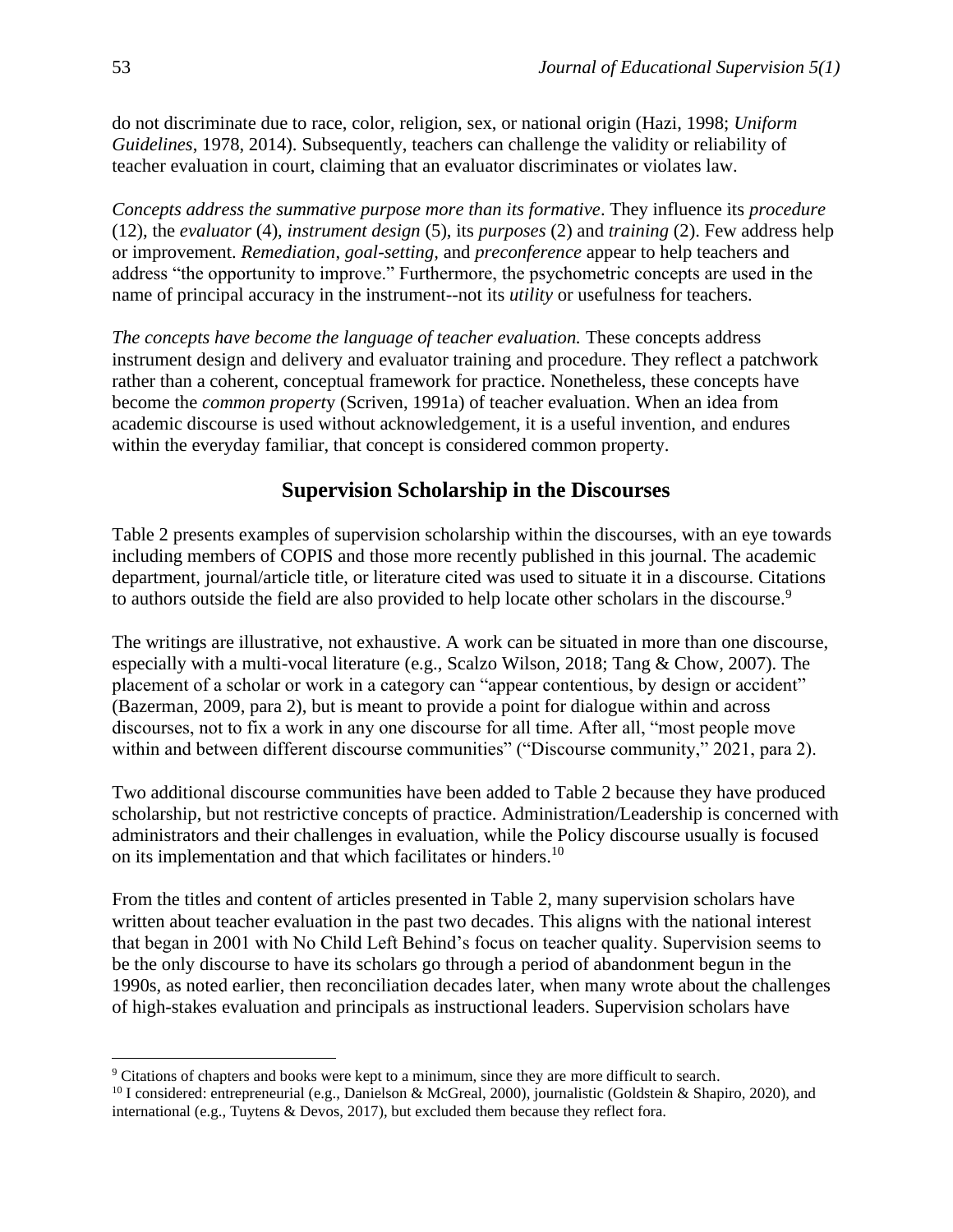do not discriminate due to race, color, religion, sex, or national origin (Hazi, 1998; *Uniform Guidelines*, 1978, 2014). Subsequently, teachers can challenge the validity or reliability of teacher evaluation in court, claiming that an evaluator discriminates or violates law.

*Concepts address the summative purpose more than its formative*. They influence its *procedure* (12), the *evaluator* (4), *instrument design* (5), its *purposes* (2) and *training* (2). Few address help or improvement. *Remediation*, *goal-setting,* and *preconference* appear to help teachers and address "the opportunity to improve." Furthermore, the psychometric concepts are used in the name of principal accuracy in the instrument--not its *utility* or usefulness for teachers.

*The concepts have become the language of teacher evaluation.* These concepts address instrument design and delivery and evaluator training and procedure. They reflect a patchwork rather than a coherent, conceptual framework for practice. Nonetheless, these concepts have become the *common propert*y (Scriven, 1991a) of teacher evaluation. When an idea from academic discourse is used without acknowledgement, it is a useful invention, and endures within the everyday familiar, that concept is considered common property.

## Supervision Scholarship in the Discourses

Table 2 presents examples of supervision scholarship within the discourses, with an eye towards including members of COPIS and those more recently published in this journal. The academic department, journal/article title, or literature cited was used to situate it in a discourse. Citations to authors outside the field are also provided to help locate other scholars in the discourse.[9]

The writings are illustrative, not exhaustive. A work can be situated in more than one discourse, especially with a multi-vocal literature (e.g., Scalzo Wilson, 2018; Tang & Chow, 2007). The placement of a scholar or work in a category can "appear contentious, by design or accident" (Bazerman, 2009, para 2), but is meant to provide a point for dialogue within and across discourses, not to fix a work in any one discourse for all time. After all, "most people move within and between different discourse communities" ("Discourse community," 2021, para 2).

Two additional discourse communities have been added to Table 2 because they have produced scholarship, but not restrictive concepts of practice. Administration/Leadership is concerned with administrators and their challenges in evaluation, while the Policy discourse usually is focused on its implementation and that which facilitates or hinders.[10]

From the titles and content of articles presented in Table 2, many supervision scholars have written about teacher evaluation in the past two decades. This aligns with the national interest that began in 2001 with No Child Left Behind's focus on teacher quality. Supervision seems to be the only discourse to have its scholars go through a period of abandonment begun in the 1990s, as noted earlier, then reconciliation decades later, when many wrote about the challenges of high-stakes evaluation and principals as instructional leaders. Supervision scholars have

---

[9] Citations of chapters and books were kept to a minimum, since they are more difficult to search.

[10] I considered: entrepreneurial (e.g., Danielson & McGreal, 2000), journalistic (Goldstein & Shapiro, 2020), and international (e.g., Tuytens & Devos, 2017), but excluded them because they reflect fora.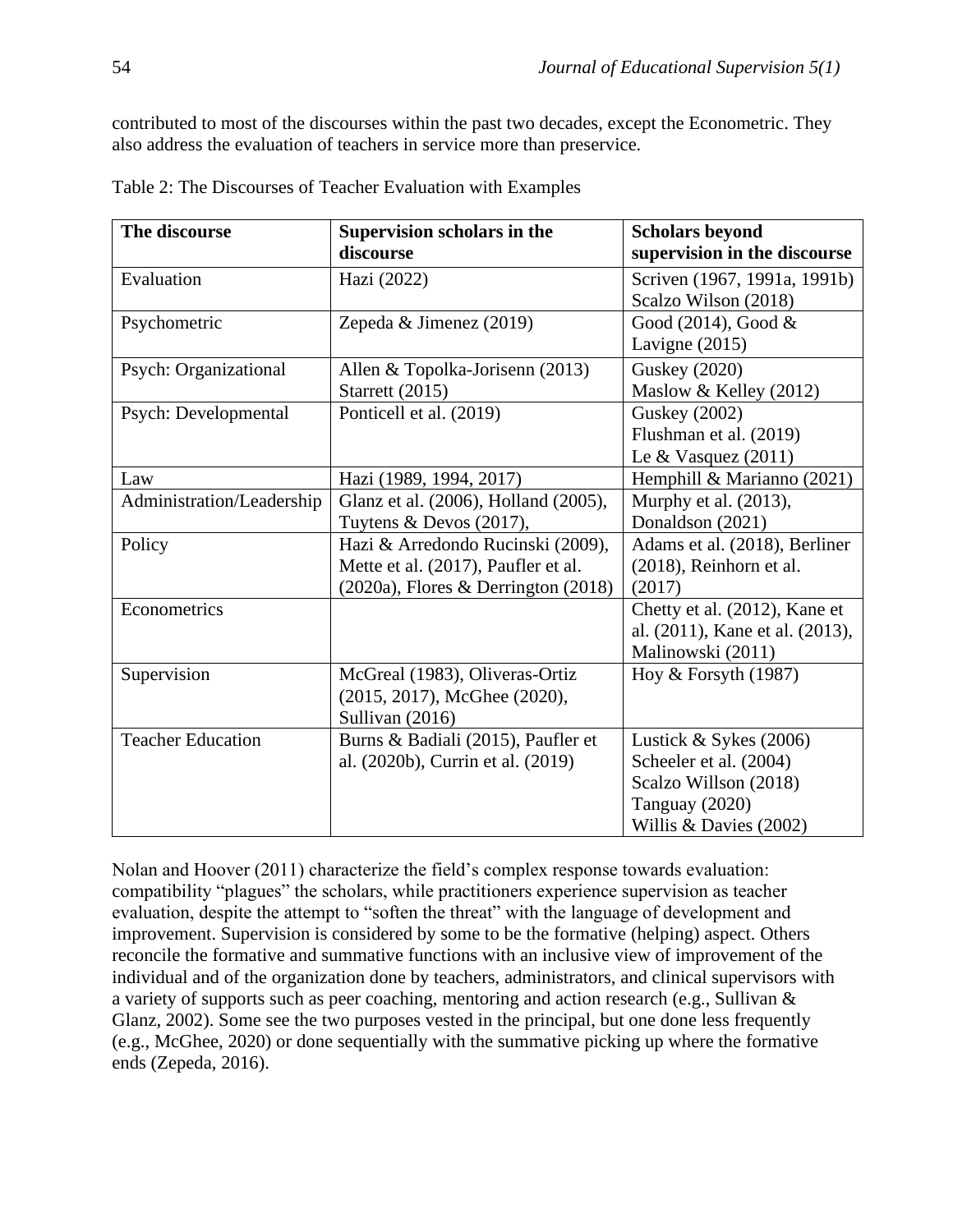contributed to most of the discourses within the past two decades, except the Econometric. They also address the evaluation of teachers in service more than preservice.

Table 2: The Discourses of Teacher Evaluation with Examples

| The discourse | Supervision scholars in the discourse | Scholars beyond supervision in the discourse |
|---|---|---|
| Evaluation | Hazi (2022) | Scriven (1967, 1991a, 1991b) Scalzo Wilson (2018) |
| Psychometric | Zepeda & Jimenez (2019) | Good (2014), Good & Lavigne (2015) |
| Psych: Organizational | Allen & Topolka-Jorisenn (2013) Starrett (2015) | Guskey (2020) Maslow & Kelley (2012) |
| Psych: Developmental | Ponticell et al. (2019) | Guskey (2002) Flushman et al. (2019) Le & Vasquez (2011) |
| Law | Hazi (1989, 1994, 2017) | Hemphill & Marianno (2021) |
| Administration/Leadership | Glanz et al. (2006), Holland (2005), Tuytens & Devos (2017), | Murphy et al. (2013), Donaldson (2021) |
| Policy | Hazi & Arredondo Rucinski (2009), Mette et al. (2017), Paufler et al. (2020a), Flores & Derrington (2018) | Adams et al. (2018), Berliner (2018), Reinhorn et al. (2017) |
| Econometrics | | Chetty et al. (2012), Kane et al. (2011), Kane et al. (2013), Malinowski (2011) |
| Supervision | McGreal (1983), Oliveras-Ortiz (2015, 2017), McGhee (2020), Sullivan (2016) | Hoy & Forsyth (1987) |
| Teacher Education | Burns & Badiali (2015), Paufler et al. (2020b), Currin et al. (2019) | Lustick & Sykes (2006) Scheeler et al. (2004) Scalzo Willson (2018) Tanguay (2020) Willis & Davies (2002) |

Nolan and Hoover (2011) characterize the field's complex response towards evaluation: compatibility "plagues" the scholars, while practitioners experience supervision as teacher evaluation, despite the attempt to "soften the threat" with the language of development and improvement. Supervision is considered by some to be the formative (helping) aspect. Others reconcile the formative and summative functions with an inclusive view of improvement of the individual and of the organization done by teachers, administrators, and clinical supervisors with a variety of supports such as peer coaching, mentoring and action research (e.g., Sullivan & Glanz, 2002). Some see the two purposes vested in the principal, but one done less frequently (e.g., McGhee, 2020) or done sequentially with the summative picking up where the formative ends (Zepeda, 2016).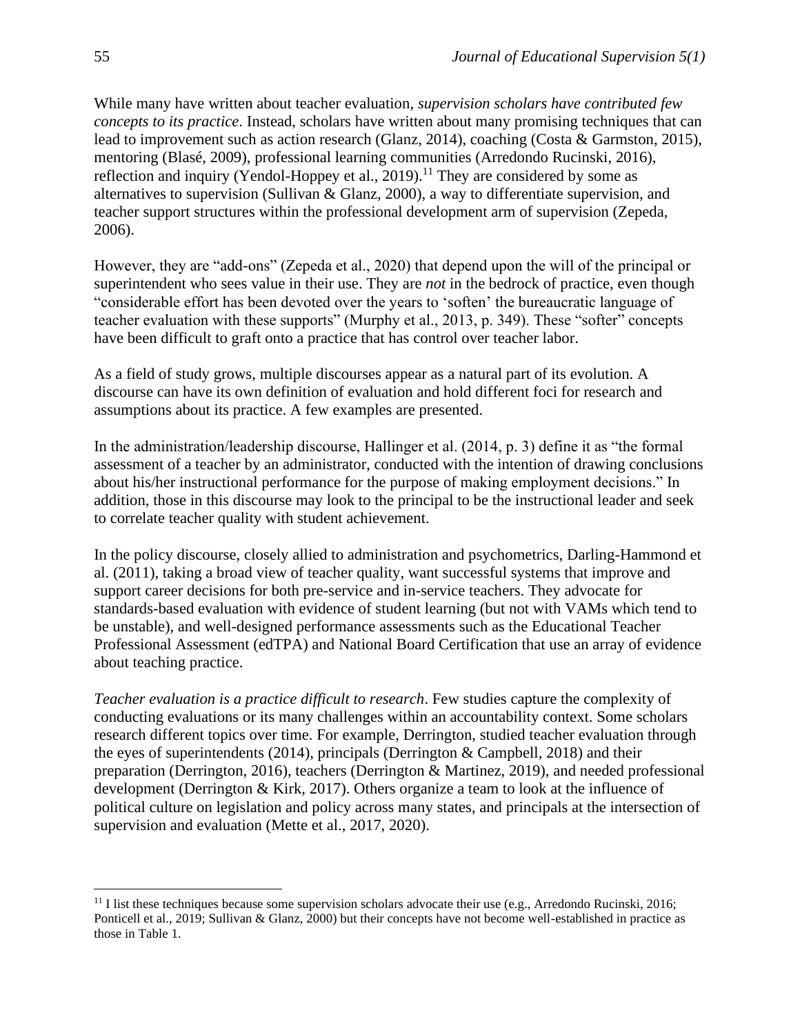While many have written about teacher evaluation, *supervision scholars have contributed few concepts to its practice*. Instead, scholars have written about many promising techniques that can lead to improvement such as action research (Glanz, 2014), coaching (Costa & Garmston, 2015), mentoring (Blasé, 2009), professional learning communities (Arredondo Rucinski, 2016), reflection and inquiry (Yendol-Hoppey et al., 2019).[11] They are considered by some as alternatives to supervision (Sullivan & Glanz, 2000), a way to differentiate supervision, and teacher support structures within the professional development arm of supervision (Zepeda, 2006).

However, they are "add-ons" (Zepeda et al., 2020) that depend upon the will of the principal or superintendent who sees value in their use. They are *not* in the bedrock of practice, even though "considerable effort has been devoted over the years to 'soften' the bureaucratic language of teacher evaluation with these supports" (Murphy et al., 2013, p. 349). These "softer" concepts have been difficult to graft onto a practice that has control over teacher labor.

As a field of study grows, multiple discourses appear as a natural part of its evolution. A discourse can have its own definition of evaluation and hold different foci for research and assumptions about its practice. A few examples are presented.

In the administration/leadership discourse, Hallinger et al. (2014, p. 3) define it as "the formal assessment of a teacher by an administrator, conducted with the intention of drawing conclusions about his/her instructional performance for the purpose of making employment decisions." In addition, those in this discourse may look to the principal to be the instructional leader and seek to correlate teacher quality with student achievement.

In the policy discourse, closely allied to administration and psychometrics, Darling-Hammond et al. (2011), taking a broad view of teacher quality, want successful systems that improve and support career decisions for both pre-service and in-service teachers. They advocate for standards-based evaluation with evidence of student learning (but not with VAMs which tend to be unstable), and well-designed performance assessments such as the Educational Teacher Professional Assessment (edTPA) and National Board Certification that use an array of evidence about teaching practice.

*Teacher evaluation is a practice difficult to research*. Few studies capture the complexity of conducting evaluations or its many challenges within an accountability context. Some scholars research different topics over time. For example, Derrington, studied teacher evaluation through the eyes of superintendents (2014), principals (Derrington & Campbell, 2018) and their preparation (Derrington, 2016), teachers (Derrington & Martinez, 2019), and needed professional development (Derrington & Kirk, 2017). Others organize a team to look at the influence of political culture on legislation and policy across many states, and principals at the intersection of supervision and evaluation (Mette et al., 2017, 2020).

---

[11] I list these techniques because some supervision scholars advocate their use (e.g., Arredondo Rucinski, 2016; Ponticell et al., 2019; Sullivan & Glanz, 2000) but their concepts have not become well-established in practice as those in Table 1.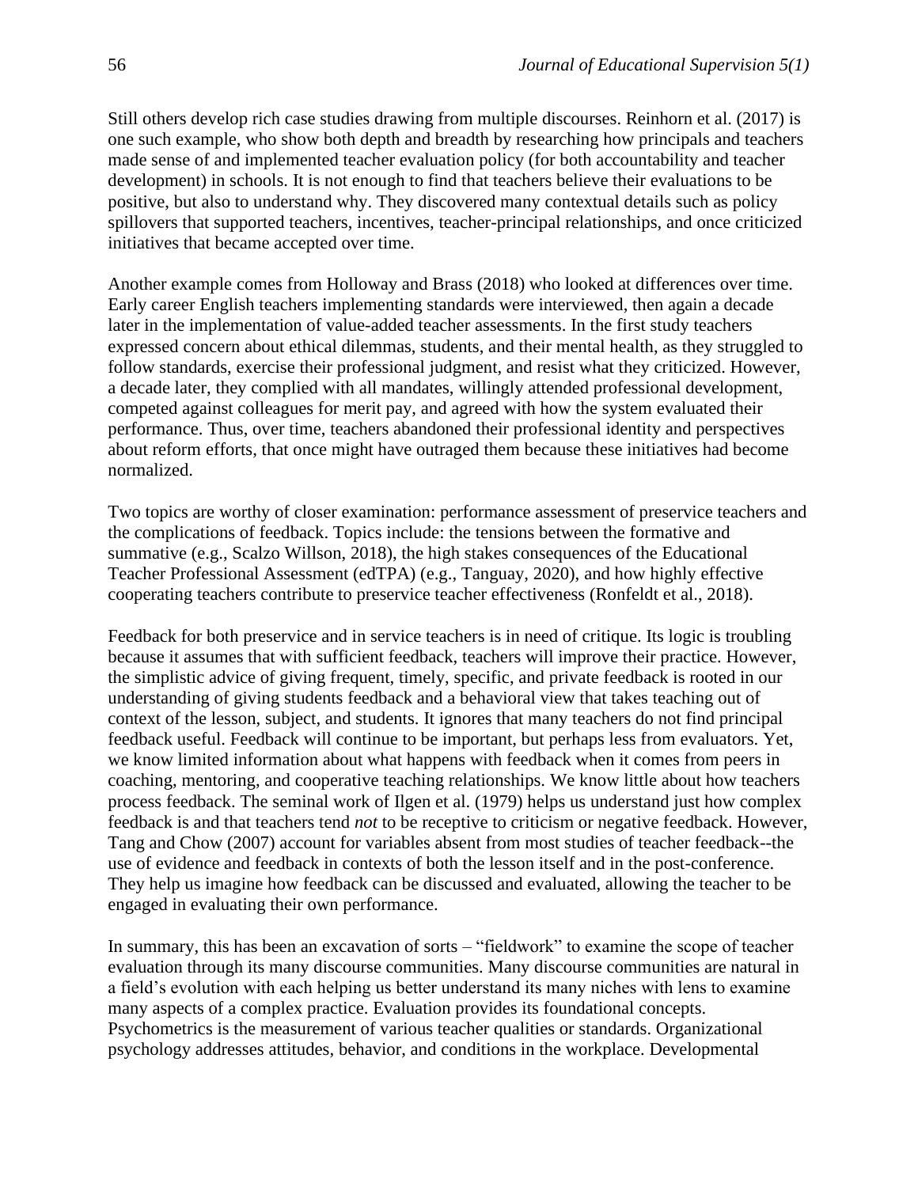Still others develop rich case studies drawing from multiple discourses. Reinhorn et al. (2017) is one such example, who show both depth and breadth by researching how principals and teachers made sense of and implemented teacher evaluation policy (for both accountability and teacher development) in schools. It is not enough to find that teachers believe their evaluations to be positive, but also to understand why. They discovered many contextual details such as policy spillovers that supported teachers, incentives, teacher-principal relationships, and once criticized initiatives that became accepted over time.

Another example comes from Holloway and Brass (2018) who looked at differences over time. Early career English teachers implementing standards were interviewed, then again a decade later in the implementation of value-added teacher assessments. In the first study teachers expressed concern about ethical dilemmas, students, and their mental health, as they struggled to follow standards, exercise their professional judgment, and resist what they criticized. However, a decade later, they complied with all mandates, willingly attended professional development, competed against colleagues for merit pay, and agreed with how the system evaluated their performance. Thus, over time, teachers abandoned their professional identity and perspectives about reform efforts, that once might have outraged them because these initiatives had become normalized.

Two topics are worthy of closer examination: performance assessment of preservice teachers and the complications of feedback. Topics include: the tensions between the formative and summative (e.g., Scalzo Willson, 2018), the high stakes consequences of the Educational Teacher Professional Assessment (edTPA) (e.g., Tanguay, 2020), and how highly effective cooperating teachers contribute to preservice teacher effectiveness (Ronfeldt et al., 2018).

Feedback for both preservice and in service teachers is in need of critique. Its logic is troubling because it assumes that with sufficient feedback, teachers will improve their practice. However, the simplistic advice of giving frequent, timely, specific, and private feedback is rooted in our understanding of giving students feedback and a behavioral view that takes teaching out of context of the lesson, subject, and students. It ignores that many teachers do not find principal feedback useful. Feedback will continue to be important, but perhaps less from evaluators. Yet, we know limited information about what happens with feedback when it comes from peers in coaching, mentoring, and cooperative teaching relationships. We know little about how teachers process feedback. The seminal work of Ilgen et al. (1979) helps us understand just how complex feedback is and that teachers tend *not* to be receptive to criticism or negative feedback. However, Tang and Chow (2007) account for variables absent from most studies of teacher feedback--the use of evidence and feedback in contexts of both the lesson itself and in the post-conference. They help us imagine how feedback can be discussed and evaluated, allowing the teacher to be engaged in evaluating their own performance.

In summary, this has been an excavation of sorts – "fieldwork" to examine the scope of teacher evaluation through its many discourse communities. Many discourse communities are natural in a field's evolution with each helping us better understand its many niches with lens to examine many aspects of a complex practice. Evaluation provides its foundational concepts. Psychometrics is the measurement of various teacher qualities or standards. Organizational psychology addresses attitudes, behavior, and conditions in the workplace. Developmental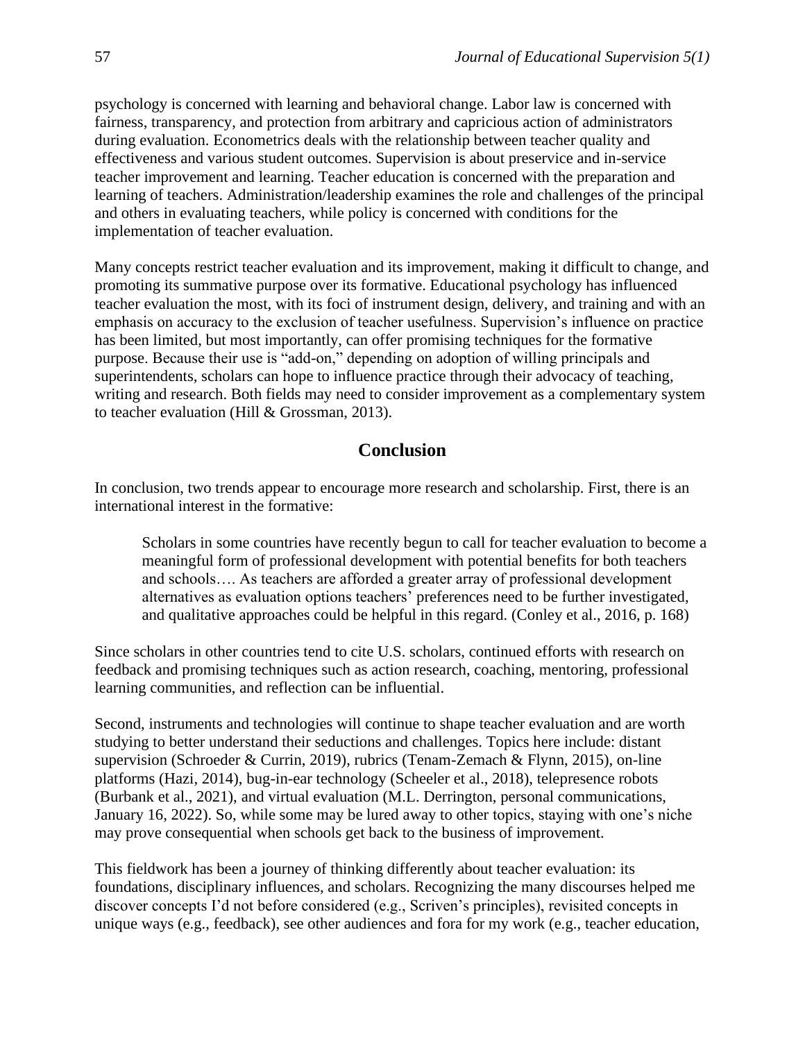psychology is concerned with learning and behavioral change. Labor law is concerned with fairness, transparency, and protection from arbitrary and capricious action of administrators during evaluation. Econometrics deals with the relationship between teacher quality and effectiveness and various student outcomes. Supervision is about preservice and in-service teacher improvement and learning. Teacher education is concerned with the preparation and learning of teachers. Administration/leadership examines the role and challenges of the principal and others in evaluating teachers, while policy is concerned with conditions for the implementation of teacher evaluation.

Many concepts restrict teacher evaluation and its improvement, making it difficult to change, and promoting its summative purpose over its formative. Educational psychology has influenced teacher evaluation the most, with its foci of instrument design, delivery, and training and with an emphasis on accuracy to the exclusion of teacher usefulness. Supervision's influence on practice has been limited, but most importantly, can offer promising techniques for the formative purpose. Because their use is "add-on," depending on adoption of willing principals and superintendents, scholars can hope to influence practice through their advocacy of teaching, writing and research. Both fields may need to consider improvement as a complementary system to teacher evaluation (Hill & Grossman, 2013).

## Conclusion

In conclusion, two trends appear to encourage more research and scholarship. First, there is an international interest in the formative:

> Scholars in some countries have recently begun to call for teacher evaluation to become a meaningful form of professional development with potential benefits for both teachers and schools…. As teachers are afforded a greater array of professional development alternatives as evaluation options teachers' preferences need to be further investigated, and qualitative approaches could be helpful in this regard. (Conley et al., 2016, p. 168)

Since scholars in other countries tend to cite U.S. scholars, continued efforts with research on feedback and promising techniques such as action research, coaching, mentoring, professional learning communities, and reflection can be influential.

Second, instruments and technologies will continue to shape teacher evaluation and are worth studying to better understand their seductions and challenges. Topics here include: distant supervision (Schroeder & Currin, 2019), rubrics (Tenam-Zemach & Flynn, 2015), on-line platforms (Hazi, 2014), bug-in-ear technology (Scheeler et al., 2018), telepresence robots (Burbank et al., 2021), and virtual evaluation (M.L. Derrington, personal communications, January 16, 2022). So, while some may be lured away to other topics, staying with one's niche may prove consequential when schools get back to the business of improvement.

This fieldwork has been a journey of thinking differently about teacher evaluation: its foundations, disciplinary influences, and scholars. Recognizing the many discourses helped me discover concepts I'd not before considered (e.g., Scriven's principles), revisited concepts in unique ways (e.g., feedback), see other audiences and fora for my work (e.g., teacher education,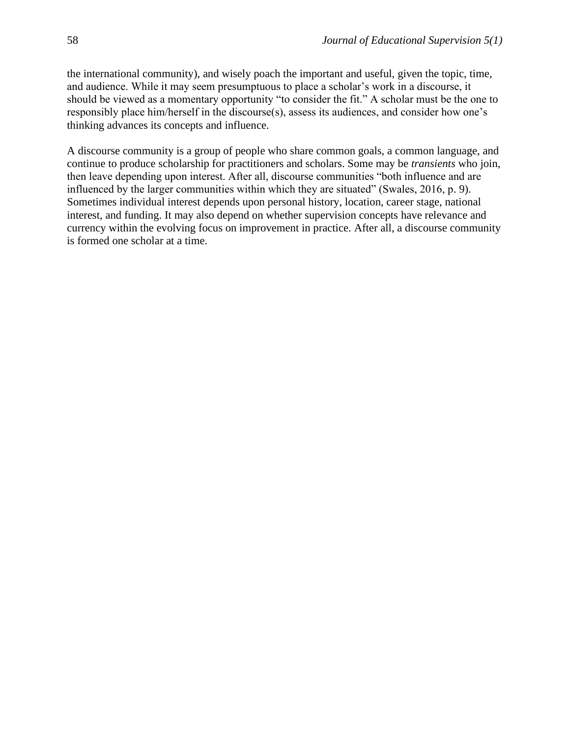the international community), and wisely poach the important and useful, given the topic, time, and audience. While it may seem presumptuous to place a scholar's work in a discourse, it should be viewed as a momentary opportunity "to consider the fit." A scholar must be the one to responsibly place him/herself in the discourse(s), assess its audiences, and consider how one's thinking advances its concepts and influence.

A discourse community is a group of people who share common goals, a common language, and continue to produce scholarship for practitioners and scholars. Some may be *transients* who join, then leave depending upon interest. After all, discourse communities "both influence and are influenced by the larger communities within which they are situated" (Swales, 2016, p. 9). Sometimes individual interest depends upon personal history, location, career stage, national interest, and funding. It may also depend on whether supervision concepts have relevance and currency within the evolving focus on improvement in practice. After all, a discourse community is formed one scholar at a time.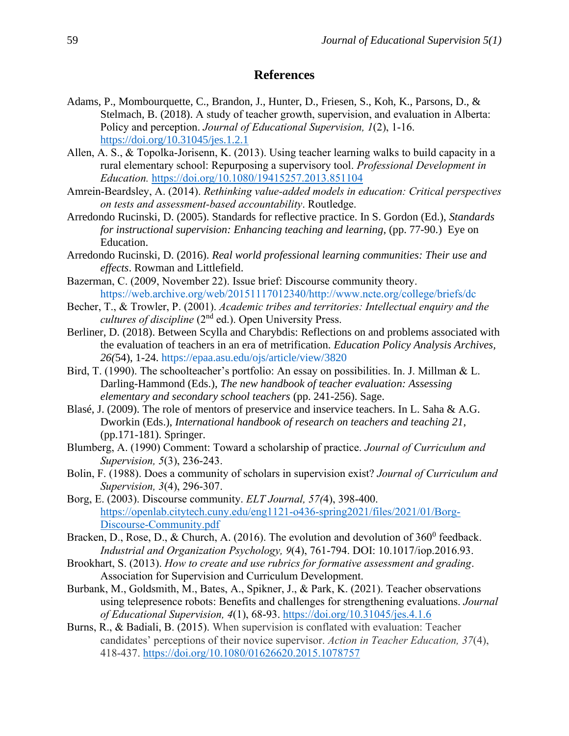## References

Adams, P., Mombourquette, C., Brandon, J., Hunter, D., Friesen, S., Koh, K., Parsons, D., & Stelmach, B. (2018). A study of teacher growth, supervision, and evaluation in Alberta: Policy and perception. *Journal of Educational Supervision, 1*(2), 1-16. https://doi.org/10.31045/jes.1.2.1

Allen, A. S., & Topolka-Jorisenn, K. (2013). Using teacher learning walks to build capacity in a rural elementary school: Repurposing a supervisory tool. *Professional Development in Education.* https://doi.org/10.1080/19415257.2013.851104

Amrein-Beardsley, A. (2014). *Rethinking value-added models in education: Critical perspectives on tests and assessment-based accountability*. Routledge.

Arredondo Rucinski, D. (2005). Standards for reflective practice. In S. Gordon (Ed.), *Standards for instructional supervision: Enhancing teaching and learning,* (pp. 77-90.) Eye on Education.

Arredondo Rucinski, D. (2016). *Real world professional learning communities: Their use and effects*. Rowman and Littlefield.

Bazerman, C. (2009, November 22). Issue brief: Discourse community theory. https://web.archive.org/web/20151117012340/http://www.ncte.org/college/briefs/dc

Becher, T., & Trowler, P. (2001). *Academic tribes and territories: Intellectual enquiry and the cultures of discipline* (2nd ed.). Open University Press.

Berliner, D. (2018). Between Scylla and Charybdis: Reflections on and problems associated with the evaluation of teachers in an era of metrification. *Education Policy Analysis Archives, 26(*54), 1-24. https://epaa.asu.edu/ojs/article/view/3820

Bird, T. (1990). The schoolteacher's portfolio: An essay on possibilities. In. J. Millman & L. Darling-Hammond (Eds.), *The new handbook of teacher evaluation: Assessing elementary and secondary school teachers* (pp. 241-256). Sage.

Blasé, J. (2009). The role of mentors of preservice and inservice teachers. In L. Saha & A.G. Dworkin (Eds.), *International handbook of research on teachers and teaching 21*, (pp.171-181). Springer.

Blumberg, A. (1990) Comment: Toward a scholarship of practice. *Journal of Curriculum and Supervision, 5*(3), 236-243.

Bolin, F. (1988). Does a community of scholars in supervision exist? *Journal of Curriculum and Supervision, 3*(4), 296-307.

Borg, E. (2003). Discourse community. *ELT Journal, 57(*4), 398-400. https://openlab.citytech.cuny.edu/eng1121-o436-spring2021/files/2021/01/Borg-Discourse-Community.pdf

Bracken, D., Rose, D., & Church, A. (2016). The evolution and devolution of 360⁰ feedback. *Industrial and Organization Psychology, 9*(4), 761-794. DOI: 10.1017/iop.2016.93.

Brookhart, S. (2013). *How to create and use rubrics for formative assessment and grading*. Association for Supervision and Curriculum Development.

Burbank, M., Goldsmith, M., Bates, A., Spikner, J., & Park, K. (2021). Teacher observations using telepresence robots: Benefits and challenges for strengthening evaluations. *Journal of Educational Supervision, 4*(1), 68-93. https://doi.org/10.31045/jes.4.1.6

Burns, R., & Badiali, B. (2015). When supervision is conflated with evaluation: Teacher candidates' perceptions of their novice supervisor. *Action in Teacher Education, 37*(4), 418-437. https://doi.org/10.1080/01626620.2015.1078757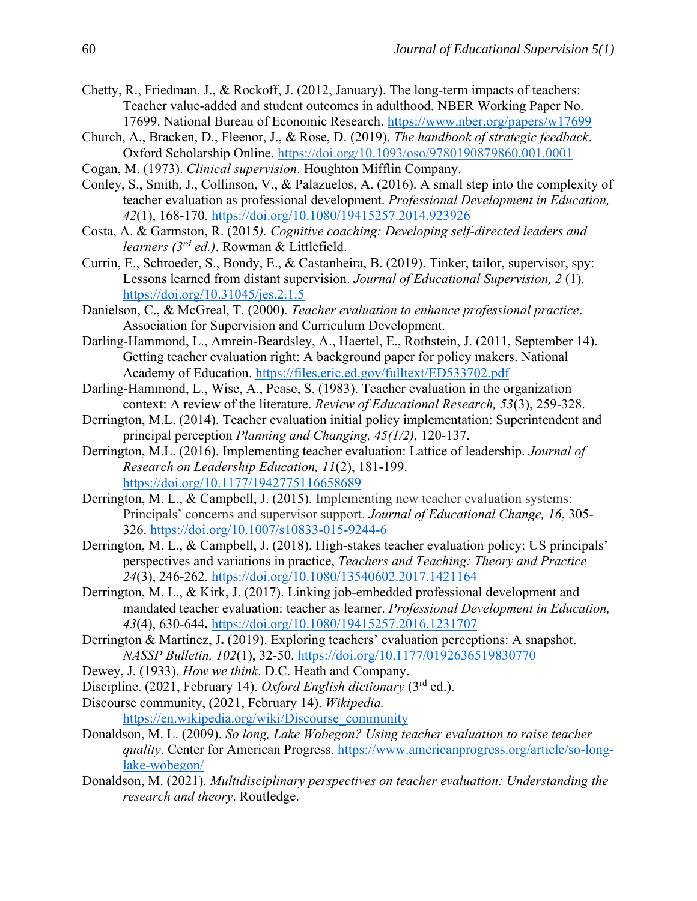Chetty, R., Friedman, J., & Rockoff, J. (2012, January). The long-term impacts of teachers: Teacher value-added and student outcomes in adulthood. NBER Working Paper No. 17699. National Bureau of Economic Research. https://www.nber.org/papers/w17699

Church, A., Bracken, D., Fleenor, J., & Rose, D. (2019). *The handbook of strategic feedback*. Oxford Scholarship Online. https://doi.org/10.1093/oso/9780190879860.001.0001

Cogan, M. (1973). *Clinical supervision*. Houghton Mifflin Company.

Conley, S., Smith, J., Collinson, V., & Palazuelos, A. (2016). A small step into the complexity of teacher evaluation as professional development. *Professional Development in Education, 42*(1), 168-170. https://doi.org/10.1080/19415257.2014.923926

Costa, A. & Garmston, R. (2015*). Cognitive coaching: Developing self-directed leaders and learners (3rd ed.)*. Rowman & Littlefield.

Currin, E., Schroeder, S., Bondy, E., & Castanheira, B. (2019). Tinker, tailor, supervisor, spy: Lessons learned from distant supervision. *Journal of Educational Supervision, 2* (1). https://doi.org/10.31045/jes.2.1.5

Danielson, C., & McGreal, T. (2000). *Teacher evaluation to enhance professional practice*. Association for Supervision and Curriculum Development.

Darling-Hammond, L., Amrein-Beardsley, A., Haertel, E., Rothstein, J. (2011, September 14). Getting teacher evaluation right: A background paper for policy makers. National Academy of Education. https://files.eric.ed.gov/fulltext/ED533702.pdf

Darling-Hammond, L., Wise, A., Pease, S. (1983). Teacher evaluation in the organization context: A review of the literature. *Review of Educational Research, 53*(3), 259-328.

Derrington, M.L. (2014). Teacher evaluation initial policy implementation: Superintendent and principal perception *Planning and Changing, 45(1/2),* 120-137.

Derrington, M.L. (2016). Implementing teacher evaluation: Lattice of leadership. *Journal of Research on Leadership Education, 11*(2), 181-199. https://doi.org/10.1177/1942775116658689

Derrington, M. L., & Campbell, J. (2015). Implementing new teacher evaluation systems: Principals' concerns and supervisor support. *Journal of Educational Change, 16*, 305-326. https://doi.org/10.1007/s10833-015-9244-6

Derrington, M. L., & Campbell, J. (2018). High-stakes teacher evaluation policy: US principals' perspectives and variations in practice, *Teachers and Teaching: Theory and Practice 24*(3), 246-262. https://doi.org/10.1080/13540602.2017.1421164

Derrington, M. L., & Kirk, J. (2017). Linking job-embedded professional development and mandated teacher evaluation: teacher as learner. *Professional Development in Education, 43*(4), 630-644**.** https://doi.org/10.1080/19415257.2016.1231707

Derrington & Martinez, J**.** (2019). Exploring teachers' evaluation perceptions: A snapshot. *NASSP Bulletin, 102*(1), 32-50. https://doi.org/10.1177/0192636519830770

Dewey, J. (1933). *How we think*. D.C. Heath and Company.

Discipline. (2021, February 14). *Oxford English dictionary* (3rd ed.).

Discourse community, (2021, February 14). *Wikipedia.* https://en.wikipedia.org/wiki/Discourse_community

Donaldson, M. L. (2009). *So long, Lake Wobegon? Using teacher evaluation to raise teacher quality*. Center for American Progress. https://www.americanprogress.org/article/so-long-lake-wobegon/

Donaldson, M. (2021). *Multidisciplinary perspectives on teacher evaluation: Understanding the research and theory*. Routledge.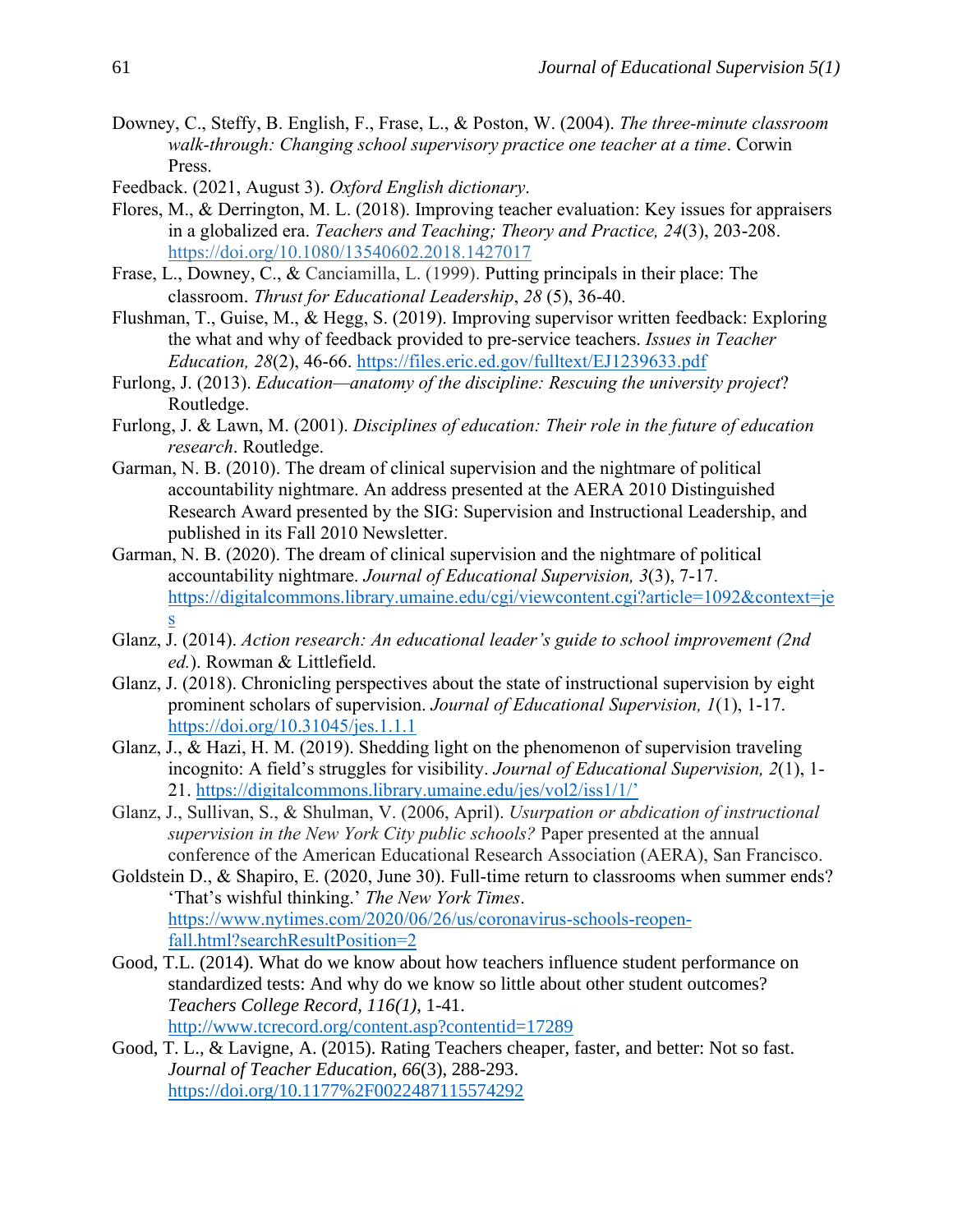Downey, C., Steffy, B. English, F., Frase, L., & Poston, W. (2004). *The three-minute classroom walk-through: Changing school supervisory practice one teacher at a time*. Corwin Press.

Feedback. (2021, August 3). *Oxford English dictionary*.

Flores, M., & Derrington, M. L. (2018). Improving teacher evaluation: Key issues for appraisers in a globalized era. *Teachers and Teaching; Theory and Practice, 24*(3), 203-208. https://doi.org/10.1080/13540602.2018.1427017

Frase, L., Downey, C., & Canciamilla, L. (1999). Putting principals in their place: The classroom. *Thrust for Educational Leadership*, *28* (5), 36-40.

Flushman, T., Guise, M., & Hegg, S. (2019). Improving supervisor written feedback: Exploring the what and why of feedback provided to pre-service teachers. *Issues in Teacher Education, 28*(2), 46-66. https://files.eric.ed.gov/fulltext/EJ1239633.pdf

Furlong, J. (2013). *Education—anatomy of the discipline: Rescuing the university project*? Routledge.

Furlong, J. & Lawn, M. (2001). *Disciplines of education: Their role in the future of education research*. Routledge.

Garman, N. B. (2010). The dream of clinical supervision and the nightmare of political accountability nightmare. An address presented at the AERA 2010 Distinguished Research Award presented by the SIG: Supervision and Instructional Leadership, and published in its Fall 2010 Newsletter.

Garman, N. B. (2020). The dream of clinical supervision and the nightmare of political accountability nightmare. *Journal of Educational Supervision, 3*(3), 7-17. https://digitalcommons.library.umaine.edu/cgi/viewcontent.cgi?article=1092&context=jes

Glanz, J. (2014). *Action research: An educational leader's guide to school improvement (2nd ed.*). Rowman & Littlefield.

Glanz, J. (2018). Chronicling perspectives about the state of instructional supervision by eight prominent scholars of supervision. *Journal of Educational Supervision, 1*(1), 1-17. https://doi.org/10.31045/jes.1.1.1

Glanz, J., & Hazi, H. M. (2019). Shedding light on the phenomenon of supervision traveling incognito: A field's struggles for visibility. *Journal of Educational Supervision, 2*(1), 1-21. https://digitalcommons.library.umaine.edu/jes/vol2/iss1/1/'

Glanz, J., Sullivan, S., & Shulman, V. (2006, April). *Usurpation or abdication of instructional supervision in the New York City public schools?* Paper presented at the annual conference of the American Educational Research Association (AERA), San Francisco.

Goldstein D., & Shapiro, E. (2020, June 30). Full-time return to classrooms when summer ends? 'That's wishful thinking.' *The New York Times*. https://www.nytimes.com/2020/06/26/us/coronavirus-schools-reopen-fall.html?searchResultPosition=2

Good, T.L. (2014). What do we know about how teachers influence student performance on standardized tests: And why do we know so little about other student outcomes? *Teachers College Record, 116(1),* 1-41. http://www.tcrecord.org/content.asp?contentid=17289

Good, T. L., & Lavigne, A. (2015). Rating Teachers cheaper, faster, and better: Not so fast. *Journal of Teacher Education, 66*(3), 288-293. https://doi.org/10.1177%2F0022487115574292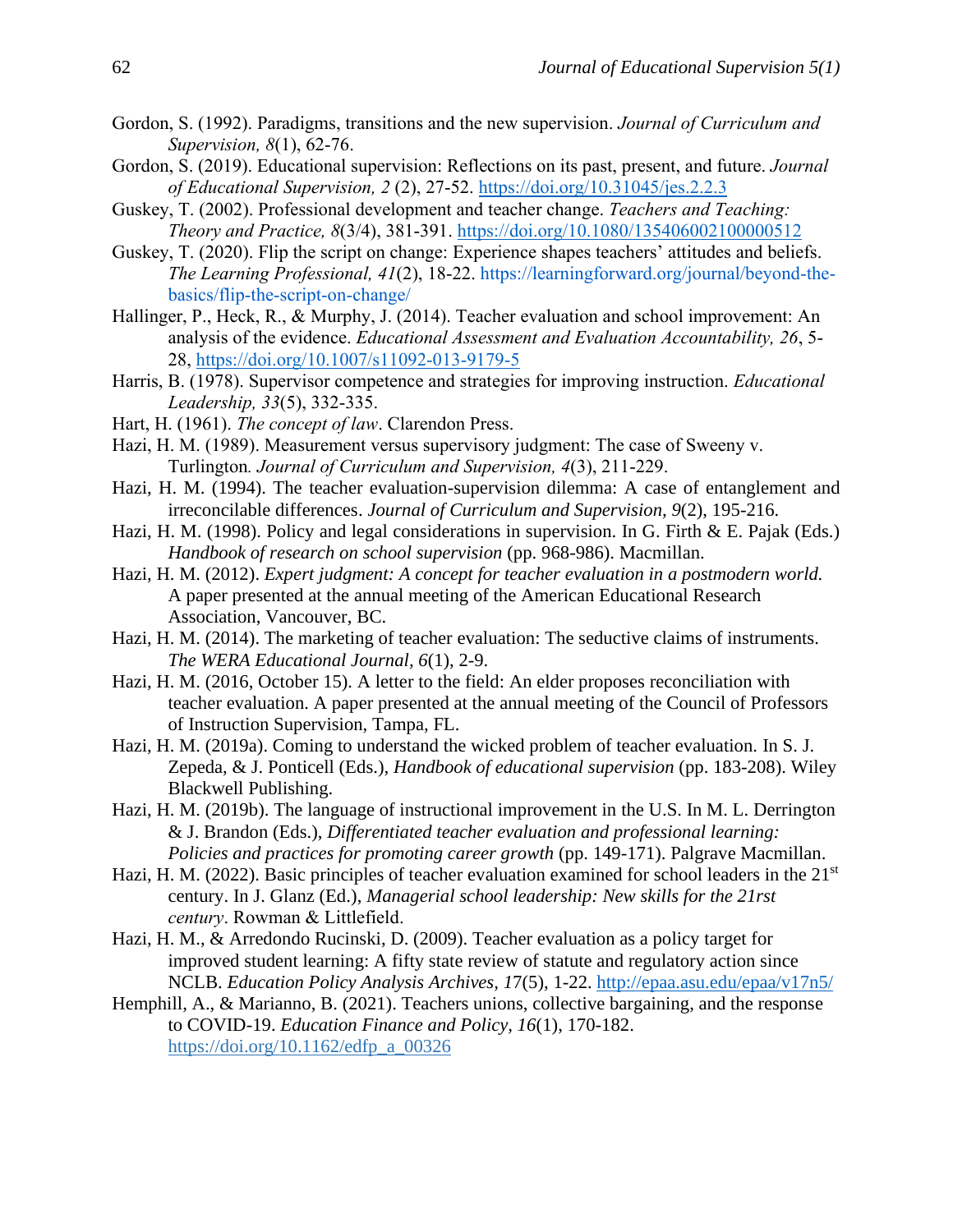Gordon, S. (1992). Paradigms, transitions and the new supervision. *Journal of Curriculum and Supervision, 8*(1), 62-76.

Gordon, S. (2019). Educational supervision: Reflections on its past, present, and future. *Journal of Educational Supervision, 2* (2), 27-52. https://doi.org/10.31045/jes.2.2.3

Guskey, T. (2002). Professional development and teacher change. *Teachers and Teaching: Theory and Practice, 8*(3/4), 381-391. https://doi.org/10.1080/135406002100000512

Guskey, T. (2020). Flip the script on change: Experience shapes teachers' attitudes and beliefs. *The Learning Professional, 41*(2), 18-22. https://learningforward.org/journal/beyond-the-basics/flip-the-script-on-change/

Hallinger, P., Heck, R., & Murphy, J. (2014). Teacher evaluation and school improvement: An analysis of the evidence. *Educational Assessment and Evaluation Accountability, 26*, 5-28, https://doi.org/10.1007/s11092-013-9179-5

Harris, B. (1978). Supervisor competence and strategies for improving instruction. *Educational Leadership, 33*(5), 332-335.

Hart, H. (1961). *The concept of law*. Clarendon Press.

Hazi, H. M. (1989). Measurement versus supervisory judgment: The case of Sweeny v. Turlington*. Journal of Curriculum and Supervision, 4*(3), 211-229.

Hazi, H. M. (1994). The teacher evaluation-supervision dilemma: A case of entanglement and irreconcilable differences. *Journal of Curriculum and Supervision, 9*(2), 195-216.

Hazi, H. M. (1998). Policy and legal considerations in supervision. In G. Firth & E. Pajak (Eds.) *Handbook of research on school supervision* (pp. 968-986). Macmillan.

Hazi, H. M. (2012). *Expert judgment: A concept for teacher evaluation in a postmodern world.* A paper presented at the annual meeting of the American Educational Research Association, Vancouver, BC.

Hazi, H. M. (2014). The marketing of teacher evaluation: The seductive claims of instruments. *The WERA Educational Journal, 6*(1), 2-9.

Hazi, H. M. (2016, October 15). A letter to the field: An elder proposes reconciliation with teacher evaluation. A paper presented at the annual meeting of the Council of Professors of Instruction Supervision, Tampa, FL.

Hazi, H. M. (2019a). Coming to understand the wicked problem of teacher evaluation. In S. J. Zepeda, & J. Ponticell (Eds.), *Handbook of educational supervision* (pp. 183-208). Wiley Blackwell Publishing.

Hazi, H. M. (2019b). The language of instructional improvement in the U.S. In M. L. Derrington & J. Brandon (Eds.), *Differentiated teacher evaluation and professional learning: Policies and practices for promoting career growth* (pp. 149-171). Palgrave Macmillan.

Hazi, H. M. (2022). Basic principles of teacher evaluation examined for school leaders in the 21st century. In J. Glanz (Ed.), *Managerial school leadership: New skills for the 21rst century*. Rowman & Littlefield.

Hazi, H. M., & Arredondo Rucinski, D. (2009). Teacher evaluation as a policy target for improved student learning: A fifty state review of statute and regulatory action since NCLB. *Education Policy Analysis Archives, 17*(5), 1-22. http://epaa.asu.edu/epaa/v17n5/

Hemphill, A., & Marianno, B. (2021). Teachers unions, collective bargaining, and the response to COVID-19. *Education Finance and Policy, 16*(1), 170-182. https://doi.org/10.1162/edfp_a_00326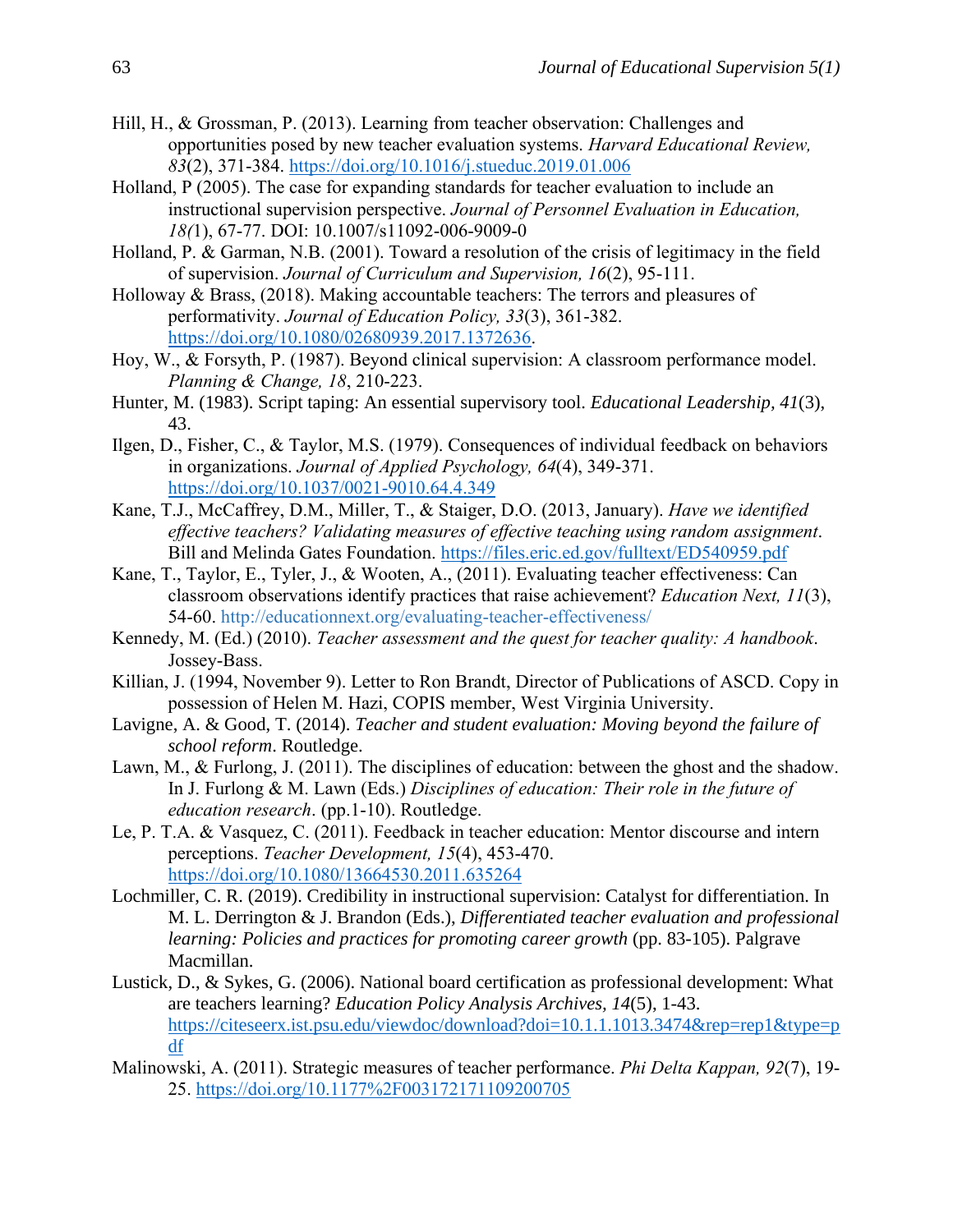Hill, H., & Grossman, P. (2013). Learning from teacher observation: Challenges and opportunities posed by new teacher evaluation systems. *Harvard Educational Review, 83*(2), 371-384. https://doi.org/10.1016/j.stueduc.2019.01.006

Holland, P (2005). The case for expanding standards for teacher evaluation to include an instructional supervision perspective. *Journal of Personnel Evaluation in Education, 18(*1), 67-77. DOI: 10.1007/s11092-006-9009-0

Holland, P. & Garman, N.B. (2001). Toward a resolution of the crisis of legitimacy in the field of supervision. *Journal of Curriculum and Supervision, 16*(2), 95-111.

Holloway & Brass, (2018). Making accountable teachers: The terrors and pleasures of performativity. *Journal of Education Policy, 33*(3), 361-382. https://doi.org/10.1080/02680939.2017.1372636.

Hoy, W., & Forsyth, P. (1987). Beyond clinical supervision: A classroom performance model. *Planning & Change, 18*, 210-223.

Hunter, M. (1983). Script taping: An essential supervisory tool. *Educational Leadership, 41*(3), 43.

Ilgen, D., Fisher, C., & Taylor, M.S. (1979). Consequences of individual feedback on behaviors in organizations. *Journal of Applied Psychology, 64*(4), 349-371. https://doi.org/10.1037/0021-9010.64.4.349

Kane, T.J., McCaffrey, D.M., Miller, T., & Staiger, D.O. (2013, January). *Have we identified effective teachers? Validating measures of effective teaching using random assignment*. Bill and Melinda Gates Foundation. https://files.eric.ed.gov/fulltext/ED540959.pdf

Kane, T., Taylor, E., Tyler, J., & Wooten, A., (2011). Evaluating teacher effectiveness: Can classroom observations identify practices that raise achievement? *Education Next, 11*(3), 54-60. http://educationnext.org/evaluating-teacher-effectiveness/

Kennedy, M. (Ed.) (2010). *Teacher assessment and the quest for teacher quality: A handbook*. Jossey-Bass.

Killian, J. (1994, November 9). Letter to Ron Brandt, Director of Publications of ASCD. Copy in possession of Helen M. Hazi, COPIS member, West Virginia University.

Lavigne, A. & Good, T. (2014). *Teacher and student evaluation: Moving beyond the failure of school reform*. Routledge.

Lawn, M., & Furlong, J. (2011). The disciplines of education: between the ghost and the shadow. In J. Furlong & M. Lawn (Eds.) *Disciplines of education: Their role in the future of education research*. (pp.1-10). Routledge.

Le, P. T.A. & Vasquez, C. (2011). Feedback in teacher education: Mentor discourse and intern perceptions. *Teacher Development, 15*(4), 453-470. https://doi.org/10.1080/13664530.2011.635264

Lochmiller, C. R. (2019). Credibility in instructional supervision: Catalyst for differentiation. In M. L. Derrington & J. Brandon (Eds.), *Differentiated teacher evaluation and professional learning: Policies and practices for promoting career growth* (pp. 83-105). Palgrave Macmillan.

Lustick, D., & Sykes, G. (2006). National board certification as professional development: What are teachers learning? *Education Policy Analysis Archives, 14*(5), 1-43. https://citeseerx.ist.psu.edu/viewdoc/download?doi=10.1.1.1013.3474&rep=rep1&type=pdf

Malinowski, A. (2011). Strategic measures of teacher performance. *Phi Delta Kappan, 92*(7), 19-25. https://doi.org/10.1177%2F003172171109200705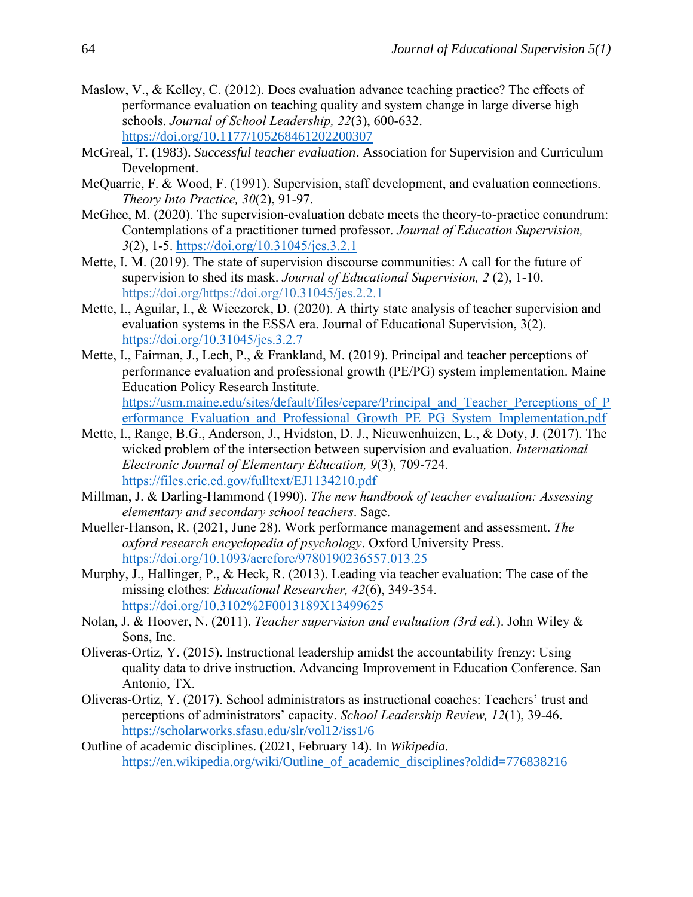Maslow, V., & Kelley, C. (2012). Does evaluation advance teaching practice? The effects of performance evaluation on teaching quality and system change in large diverse high schools. *Journal of School Leadership, 22*(3), 600-632. https://doi.org/10.1177/105268461202200307

McGreal, T. (1983). *Successful teacher evaluation*. Association for Supervision and Curriculum Development.

McQuarrie, F. & Wood, F. (1991). Supervision, staff development, and evaluation connections. *Theory Into Practice, 30*(2), 91-97.

McGhee, M. (2020). The supervision-evaluation debate meets the theory-to-practice conundrum: Contemplations of a practitioner turned professor. *Journal of Education Supervision, 3*(2), 1-5. https://doi.org/10.31045/jes.3.2.1

Mette, I. M. (2019). The state of supervision discourse communities: A call for the future of supervision to shed its mask. *Journal of Educational Supervision, 2* (2), 1-10. https://doi.org/https://doi.org/10.31045/jes.2.2.1

Mette, I., Aguilar, I., & Wieczorek, D. (2020). A thirty state analysis of teacher supervision and evaluation systems in the ESSA era. Journal of Educational Supervision, 3(2). https://doi.org/10.31045/jes.3.2.7

Mette, I., Fairman, J., Lech, P., & Frankland, M. (2019). Principal and teacher perceptions of performance evaluation and professional growth (PE/PG) system implementation. Maine Education Policy Research Institute. https://usm.maine.edu/sites/default/files/cepare/Principal_and_Teacher_Perceptions_of_Performance_Evaluation_and_Professional_Growth_PE_PG_System_Implementation.pdf

Mette, I., Range, B.G., Anderson, J., Hvidston, D. J., Nieuwenhuizen, L., & Doty, J. (2017). The wicked problem of the intersection between supervision and evaluation. *International Electronic Journal of Elementary Education, 9*(3), 709-724. https://files.eric.ed.gov/fulltext/EJ1134210.pdf

Millman, J. & Darling-Hammond (1990). *The new handbook of teacher evaluation: Assessing elementary and secondary school teachers*. Sage.

Mueller-Hanson, R. (2021, June 28). Work performance management and assessment. *The oxford research encyclopedia of psychology*. Oxford University Press. https://doi.org/10.1093/acrefore/9780190236557.013.25

Murphy, J., Hallinger, P., & Heck, R. (2013). Leading via teacher evaluation: The case of the missing clothes: *Educational Researcher, 42*(6), 349-354. https://doi.org/10.3102%2F0013189X13499625

Nolan, J. & Hoover, N. (2011). *Teacher supervision and evaluation (3rd ed.)*. John Wiley & Sons, Inc.

Oliveras-Ortiz, Y. (2015). Instructional leadership amidst the accountability frenzy: Using quality data to drive instruction. Advancing Improvement in Education Conference. San Antonio, TX.

Oliveras-Ortiz, Y. (2017). School administrators as instructional coaches: Teachers' trust and perceptions of administrators' capacity. *School Leadership Review, 12*(1), 39-46. https://scholarworks.sfasu.edu/slr/vol12/iss1/6

Outline of academic disciplines. (2021, February 14). In *Wikipedia.* https://en.wikipedia.org/wiki/Outline_of_academic_disciplines?oldid=776838216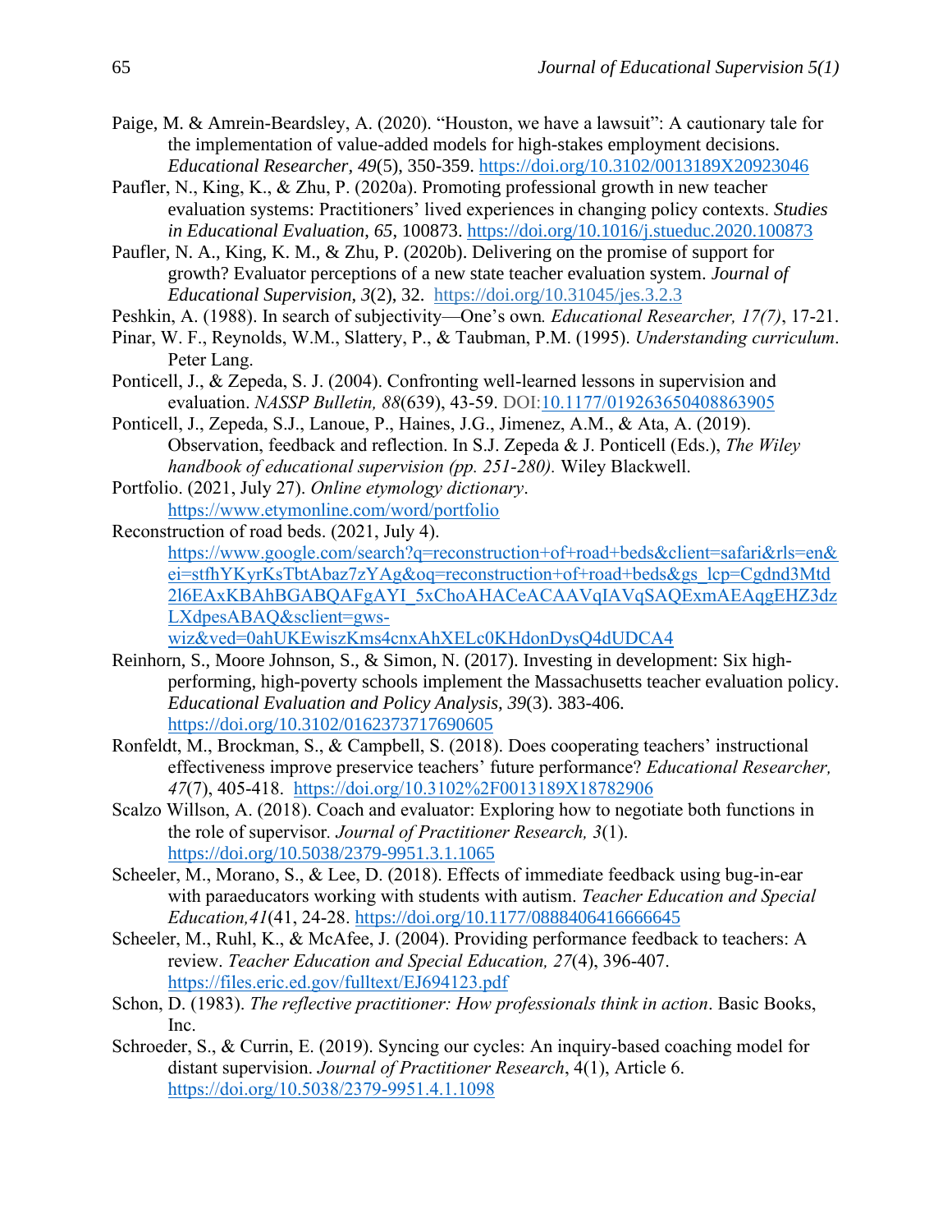Paige, M. & Amrein-Beardsley, A. (2020). "Houston, we have a lawsuit": A cautionary tale for the implementation of value-added models for high-stakes employment decisions. *Educational Researcher*, *49*(5), 350-359. https://doi.org/10.3102/0013189X20923046

Paufler, N., King, K., & Zhu, P. (2020a). Promoting professional growth in new teacher evaluation systems: Practitioners' lived experiences in changing policy contexts. *Studies in Educational Evaluation, 65*, 100873. https://doi.org/10.1016/j.stueduc.2020.100873

Paufler, N. A., King, K. M., & Zhu, P. (2020b). Delivering on the promise of support for growth? Evaluator perceptions of a new state teacher evaluation system. *Journal of Educational Supervision*, *3*(2), 32. https://doi.org/10.31045/jes.3.2.3

Peshkin, A. (1988). In search of subjectivity—One's own*. Educational Researcher, 17(7)*, 17-21.

Pinar, W. F., Reynolds, W.M., Slattery, P., & Taubman, P.M. (1995). *Understanding curriculum*. Peter Lang.

Ponticell, J., & Zepeda, S. J. (2004). Confronting well-learned lessons in supervision and evaluation. *NASSP Bulletin, 88*(639), 43-59. DOI:10.1177/019263650408863905

Ponticell, J., Zepeda, S.J., Lanoue, P., Haines, J.G., Jimenez, A.M., & Ata, A. (2019). Observation, feedback and reflection. In S.J. Zepeda & J. Ponticell (Eds.), *The Wiley handbook of educational supervision (pp. 251-280).* Wiley Blackwell.

Portfolio. (2021, July 27). *Online etymology dictionary*. https://www.etymonline.com/word/portfolio

Reconstruction of road beds. (2021, July 4). https://www.google.com/search?q=reconstruction+of+road+beds&client=safari&rls=en&ei=stfhYKyrKsTbtAbaz7zYAg&oq=reconstruction+of+road+beds&gs_lcp=Cgdnd3Mtd2l6EAxKBAhBGABQAFgAYI_5xChoAHACeACAAVqIAVqSAQExmAEAqgEHZ3dzLXdpesABAQ&sclient=gws-wiz&ved=0ahUKEwiszKms4cnxAhXELc0KHdonDysQ4dUDCA4

Reinhorn, S., Moore Johnson, S., & Simon, N. (2017). Investing in development: Six high-performing, high-poverty schools implement the Massachusetts teacher evaluation policy. *Educational Evaluation and Policy Analysis, 39*(3). 383-406. https://doi.org/10.3102/0162373717690605

Ronfeldt, M., Brockman, S., & Campbell, S. (2018). Does cooperating teachers' instructional effectiveness improve preservice teachers' future performance? *Educational Researcher, 47*(7), 405-418. https://doi.org/10.3102%2F0013189X18782906

Scalzo Willson, A. (2018). Coach and evaluator: Exploring how to negotiate both functions in the role of supervisor*. Journal of Practitioner Research, 3*(1). https://doi.org/10.5038/2379-9951.3.1.1065

Scheeler, M., Morano, S., & Lee, D. (2018). Effects of immediate feedback using bug-in-ear with paraeducators working with students with autism. *Teacher Education and Special Education,41*(41, 24-28. https://doi.org/10.1177/0888406416666645

Scheeler, M., Ruhl, K., & McAfee, J. (2004). Providing performance feedback to teachers: A review. *Teacher Education and Special Education, 27*(4), 396-407. https://files.eric.ed.gov/fulltext/EJ694123.pdf

Schon, D. (1983). *The reflective practitioner: How professionals think in action*. Basic Books, Inc.

Schroeder, S., & Currin, E. (2019). Syncing our cycles: An inquiry-based coaching model for distant supervision. *Journal of Practitioner Research*, 4(1), Article 6. https://doi.org/10.5038/2379-9951.4.1.1098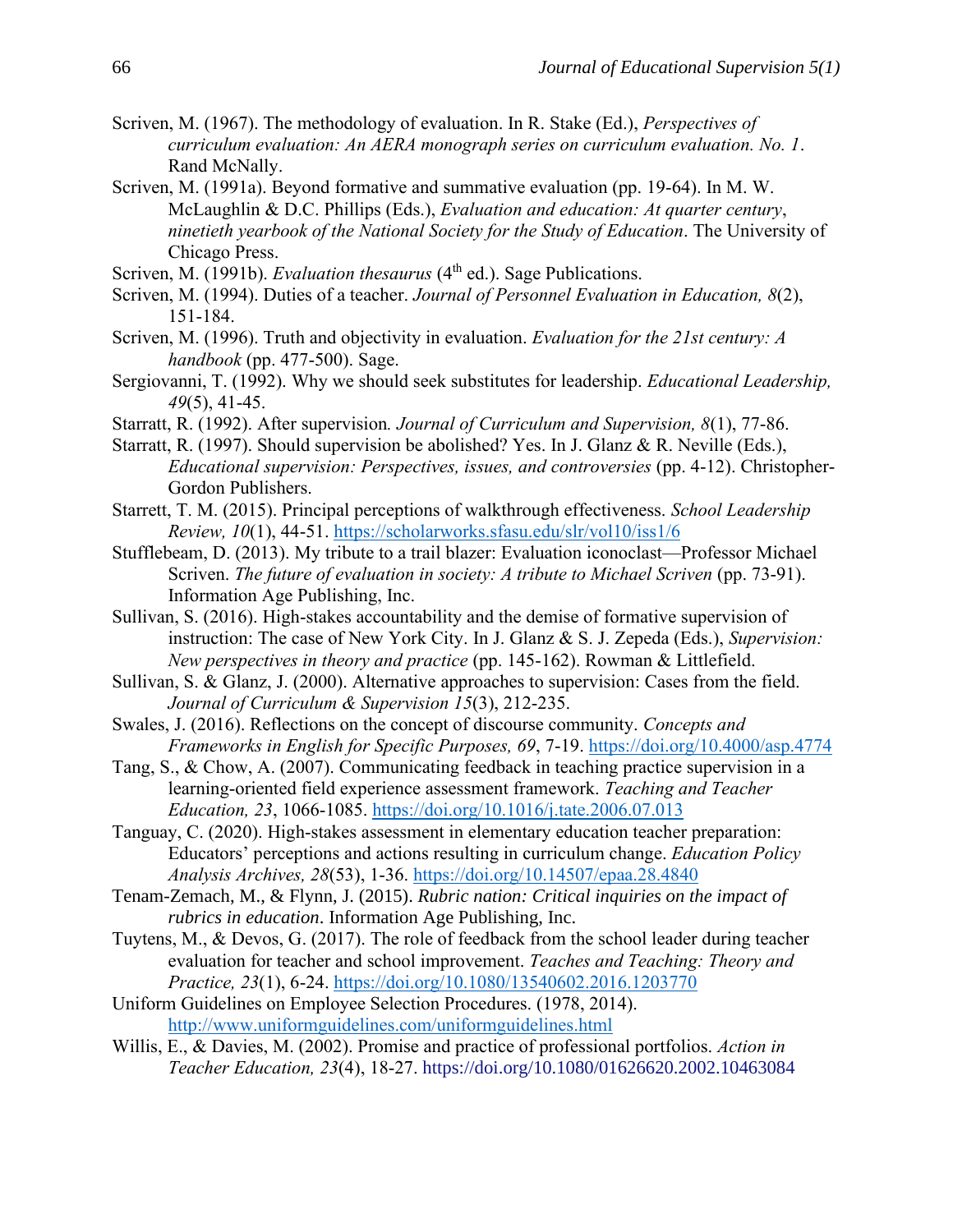Scriven, M. (1967). The methodology of evaluation. In R. Stake (Ed.), *Perspectives of curriculum evaluation: An AERA monograph series on curriculum evaluation. No. 1*. Rand McNally.

Scriven, M. (1991a). Beyond formative and summative evaluation (pp. 19-64). In M. W. McLaughlin & D.C. Phillips (Eds.), *Evaluation and education: At quarter century, ninetieth yearbook of the National Society for the Study of Education*. The University of Chicago Press.

Scriven, M. (1991b). *Evaluation thesaurus* (4th ed.). Sage Publications.

Scriven, M. (1994). Duties of a teacher. *Journal of Personnel Evaluation in Education, 8*(2), 151-184.

Scriven, M. (1996). Truth and objectivity in evaluation. *Evaluation for the 21st century: A handbook* (pp. 477-500). Sage.

Sergiovanni, T. (1992). Why we should seek substitutes for leadership. *Educational Leadership, 49*(5), 41-45.

Starratt, R. (1992). After supervision*. Journal of Curriculum and Supervision, 8*(1), 77-86.

Starratt, R. (1997). Should supervision be abolished? Yes. In J. Glanz & R. Neville (Eds.), *Educational supervision: Perspectives, issues, and controversies* (pp. 4-12). Christopher-Gordon Publishers.

Starrett, T. M. (2015). Principal perceptions of walkthrough effectiveness. *School Leadership Review, 10*(1), 44-51. https://scholarworks.sfasu.edu/slr/vol10/iss1/6

Stufflebeam, D. (2013). My tribute to a trail blazer: Evaluation iconoclast—Professor Michael Scriven. *The future of evaluation in society: A tribute to Michael Scriven* (pp. 73-91). Information Age Publishing, Inc.

Sullivan, S. (2016). High-stakes accountability and the demise of formative supervision of instruction: The case of New York City. In J. Glanz & S. J. Zepeda (Eds.), *Supervision: New perspectives in theory and practice* (pp. 145-162). Rowman & Littlefield.

Sullivan, S. & Glanz, J. (2000). Alternative approaches to supervision: Cases from the field. *Journal of Curriculum & Supervision 15*(3), 212-235.

Swales, J. (2016). Reflections on the concept of discourse community. *Concepts and Frameworks in English for Specific Purposes, 69*, 7-19. https://doi.org/10.4000/asp.4774

Tang, S., & Chow, A. (2007). Communicating feedback in teaching practice supervision in a learning-oriented field experience assessment framework. *Teaching and Teacher Education, 23*, 1066-1085. https://doi.org/10.1016/j.tate.2006.07.013

Tanguay, C. (2020). High-stakes assessment in elementary education teacher preparation: Educators' perceptions and actions resulting in curriculum change. *Education Policy Analysis Archives, 28*(53), 1-36. https://doi.org/10.14507/epaa.28.4840

Tenam-Zemach, M., & Flynn, J. (2015). *Rubric nation: Critical inquiries on the impact of rubrics in education*. Information Age Publishing, Inc.

Tuytens, M., & Devos, G. (2017). The role of feedback from the school leader during teacher evaluation for teacher and school improvement. *Teaches and Teaching: Theory and Practice, 23*(1), 6-24. https://doi.org/10.1080/13540602.2016.1203770

Uniform Guidelines on Employee Selection Procedures. (1978, 2014). http://www.uniformguidelines.com/uniformguidelines.html

Willis, E., & Davies, M. (2002). Promise and practice of professional portfolios. *Action in Teacher Education, 23*(4), 18-27. https://doi.org/10.1080/01626620.2002.10463084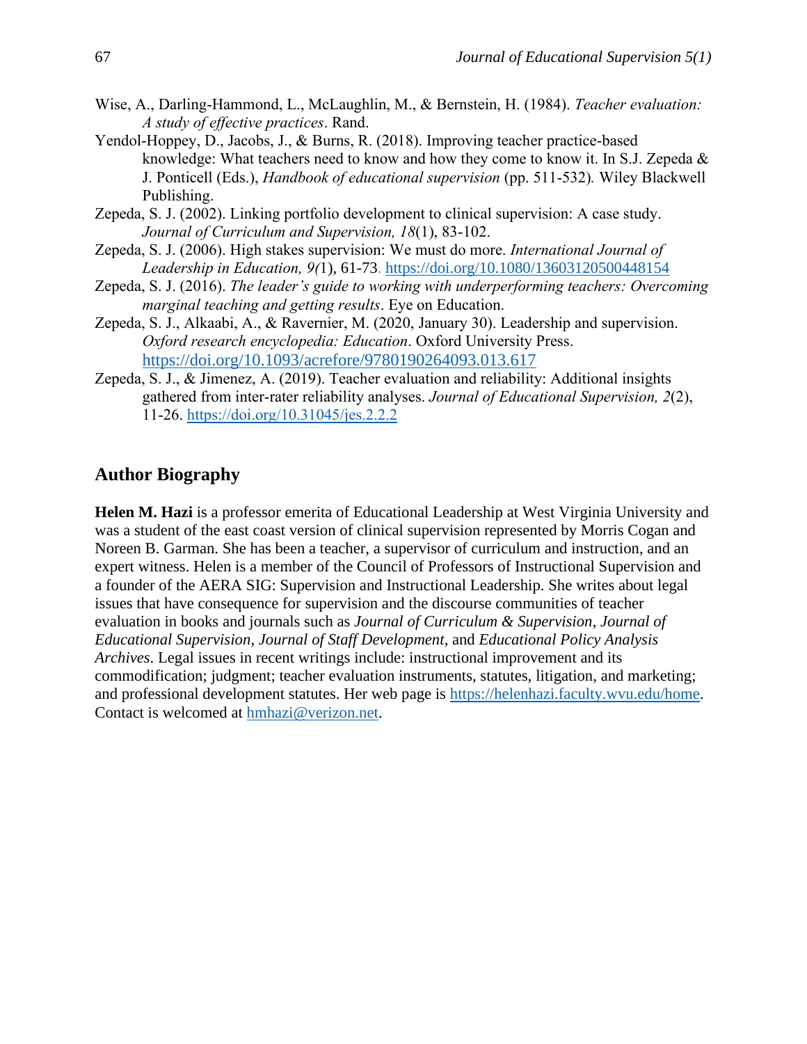Wise, A., Darling-Hammond, L., McLaughlin, M., & Bernstein, H. (1984). *Teacher evaluation: A study of effective practices*. Rand.

Yendol-Hoppey, D., Jacobs, J., & Burns, R. (2018). Improving teacher practice-based knowledge: What teachers need to know and how they come to know it. In S.J. Zepeda & J. Ponticell (Eds.), *Handbook of educational supervision* (pp. 511-532). Wiley Blackwell Publishing.

Zepeda, S. J. (2002). Linking portfolio development to clinical supervision: A case study. *Journal of Curriculum and Supervision, 18*(1), 83-102.

Zepeda, S. J. (2006). High stakes supervision: We must do more. *International Journal of Leadership in Education, 9*(1), 61-73. https://doi.org/10.1080/13603120500448154

Zepeda, S. J. (2016). *The leader's guide to working with underperforming teachers: Overcoming marginal teaching and getting results*. Eye on Education.

Zepeda, S. J., Alkaabi, A., & Ravernier, M. (2020, January 30). Leadership and supervision. *Oxford research encyclopedia: Education*. Oxford University Press. https://doi.org/10.1093/acrefore/9780190264093.013.617

Zepeda, S. J., & Jimenez, A. (2019). Teacher evaluation and reliability: Additional insights gathered from inter-rater reliability analyses. *Journal of Educational Supervision, 2*(2), 11-26. https://doi.org/10.31045/jes.2.2.2

## Author Biography

**Helen M. Hazi** is a professor emerita of Educational Leadership at West Virginia University and was a student of the east coast version of clinical supervision represented by Morris Cogan and Noreen B. Garman. She has been a teacher, a supervisor of curriculum and instruction, and an expert witness. Helen is a member of the Council of Professors of Instructional Supervision and a founder of the AERA SIG: Supervision and Instructional Leadership. She writes about legal issues that have consequence for supervision and the discourse communities of teacher evaluation in books and journals such as *Journal of Curriculum & Supervision*, *Journal of Educational Supervision*, *Journal of Staff Development*, and *Educational Policy Analysis Archives*. Legal issues in recent writings include: instructional improvement and its commodification; judgment; teacher evaluation instruments, statutes, litigation, and marketing; and professional development statutes. Her web page is https://helenhazi.faculty.wvu.edu/home. Contact is welcomed at hmhazi@verizon.net.